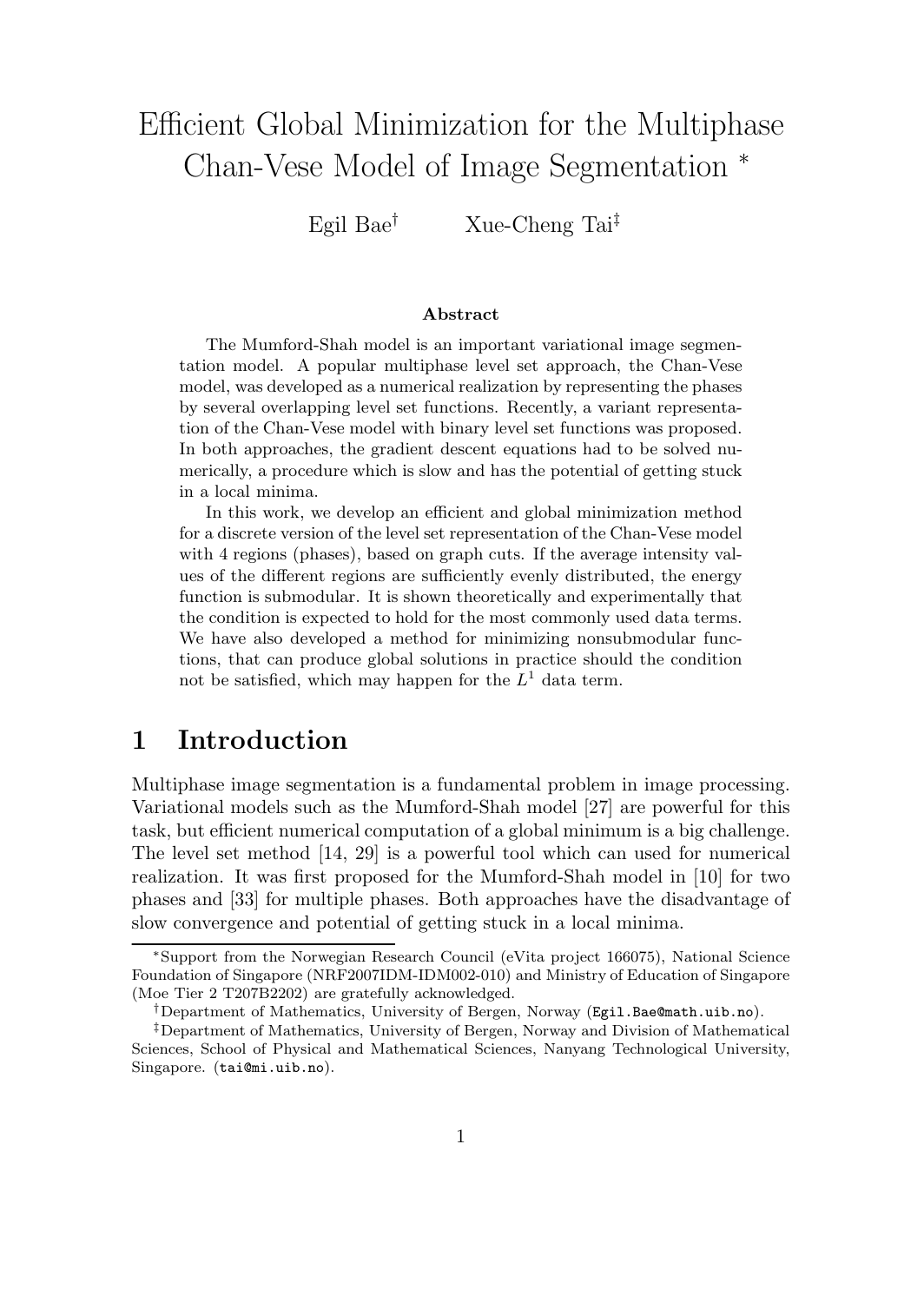# Efficient Global Minimization for the Multiphase Chan-Vese Model of Image Segmentation *

Egil Bae† Xue-Cheng Tai‡

**Abstract**

The Mumford-Shah model is an important variational image segmentation model. A popular multiphase level set approach, the Chan-Vese model, was developed as a numerical realization by representing the phases by several overlapping level set functions. Recently, a variant representation of the Chan-Vese model with binary level set functions was proposed. In both approaches, the gradient descent equations had to be solved numerically, a procedure which is slow and has the potential of getting stuck in a local minima.

In this work, we develop an efficient and global minimization method for a discrete version of the level set representation of the Chan-Vese model with 4 regions (phases), based on graph cuts. If the average intensity values of the different regions are sufficiently evenly distributed, the energy function is submodular. It is shown theoretically and experimentally that the condition is expected to hold for the most commonly used data terms. We have also developed a method for minimizing nonsubmodular functions, that can produce global solutions in practice should the condition not be satisfied, which may happen for the $L^1$ data term.

## 1 Introduction

Multiphase image segmentation is a fundamental problem in image processing. Variational models such as the Mumford-Shah model [27] are powerful for this task, but efficient numerical computation of a global minimum is a big challenge. The level set method [14, 29] is a powerful tool which can used for numerical realization. It was first proposed for the Mumford-Shah model in [10] for two phases and [33] for multiple phases. Both approaches have the disadvantage of slow convergence and potential of getting stuck in a local minima.

*Support from the Norwegian Research Council (eVita project 166075), National Science Foundation of Singapore (NRF2007IDM-IDM002-010) and Ministry of Education of Singapore (Moe Tier 2 T207B2202) are gratefully acknowledged.

†Department of Mathematics, University of Bergen, Norway (Egil.Bae@math.uib.no).

‡Department of Mathematics, University of Bergen, Norway and Division of Mathematical Sciences, School of Physical and Mathematical Sciences, Nanyang Technological University, Singapore. (tai@mi.uib.no).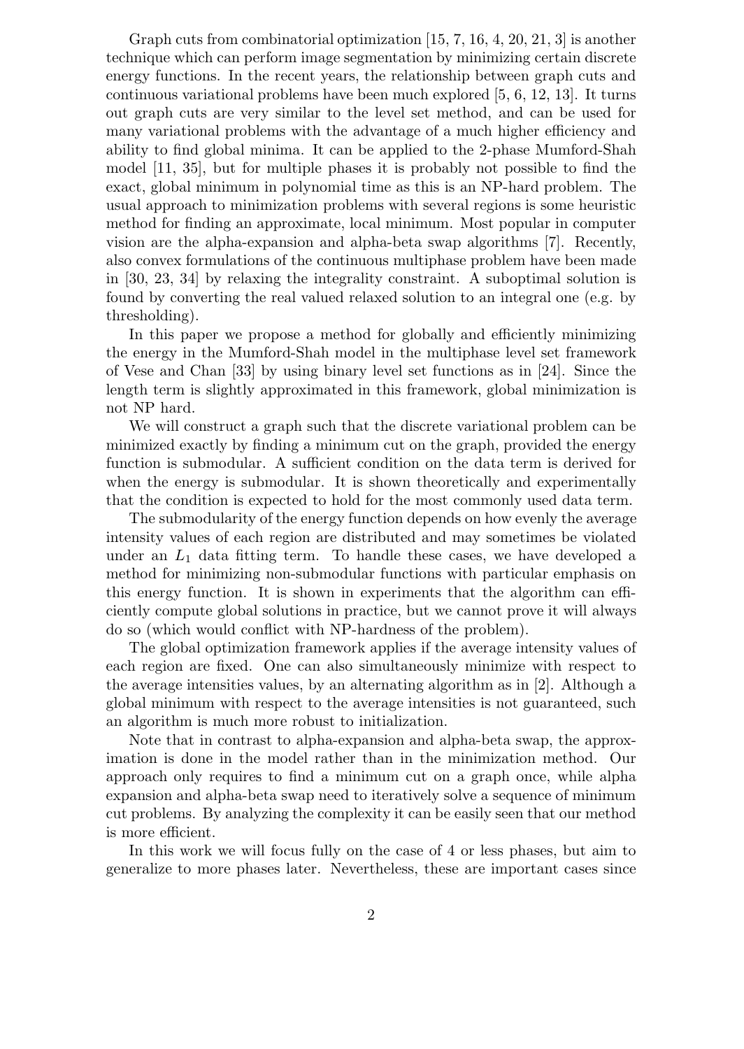Graph cuts from combinatorial optimization [15, 7, 16, 4, 20, 21, 3] is another technique which can perform image segmentation by minimizing certain discrete energy functions. In the recent years, the relationship between graph cuts and continuous variational problems have been much explored [5, 6, 12, 13]. It turns out graph cuts are very similar to the level set method, and can be used for many variational problems with the advantage of a much higher efficiency and ability to find global minima. It can be applied to the 2-phase Mumford-Shah model [11, 35], but for multiple phases it is probably not possible to find the exact, global minimum in polynomial time as this is an NP-hard problem. The usual approach to minimization problems with several regions is some heuristic method for finding an approximate, local minimum. Most popular in computer vision are the alpha-expansion and alpha-beta swap algorithms [7]. Recently, also convex formulations of the continuous multiphase problem have been made in [30, 23, 34] by relaxing the integrality constraint. A suboptimal solution is found by converting the real valued relaxed solution to an integral one (e.g. by thresholding).

In this paper we propose a method for globally and efficiently minimizing the energy in the Mumford-Shah model in the multiphase level set framework of Vese and Chan [33] by using binary level set functions as in [24]. Since the length term is slightly approximated in this framework, global minimization is not NP hard.

We will construct a graph such that the discrete variational problem can be minimized exactly by finding a minimum cut on the graph, provided the energy function is submodular. A sufficient condition on the data term is derived for when the energy is submodular. It is shown theoretically and experimentally that the condition is expected to hold for the most commonly used data term.

The submodularity of the energy function depends on how evenly the average intensity values of each region are distributed and may sometimes be violated under an $L_1$ data fitting term. To handle these cases, we have developed a method for minimizing non-submodular functions with particular emphasis on this energy function. It is shown in experiments that the algorithm can efficiently compute global solutions in practice, but we cannot prove it will always do so (which would conflict with NP-hardness of the problem).

The global optimization framework applies if the average intensity values of each region are fixed. One can also simultaneously minimize with respect to the average intensities values, by an alternating algorithm as in [2]. Although a global minimum with respect to the average intensities is not guaranteed, such an algorithm is much more robust to initialization.

Note that in contrast to alpha-expansion and alpha-beta swap, the approximation is done in the model rather than in the minimization method. Our approach only requires to find a minimum cut on a graph once, while alpha expansion and alpha-beta swap need to iteratively solve a sequence of minimum cut problems. By analyzing the complexity it can be easily seen that our method is more efficient.

In this work we will focus fully on the case of 4 or less phases, but aim to generalize to more phases later. Nevertheless, these are important cases since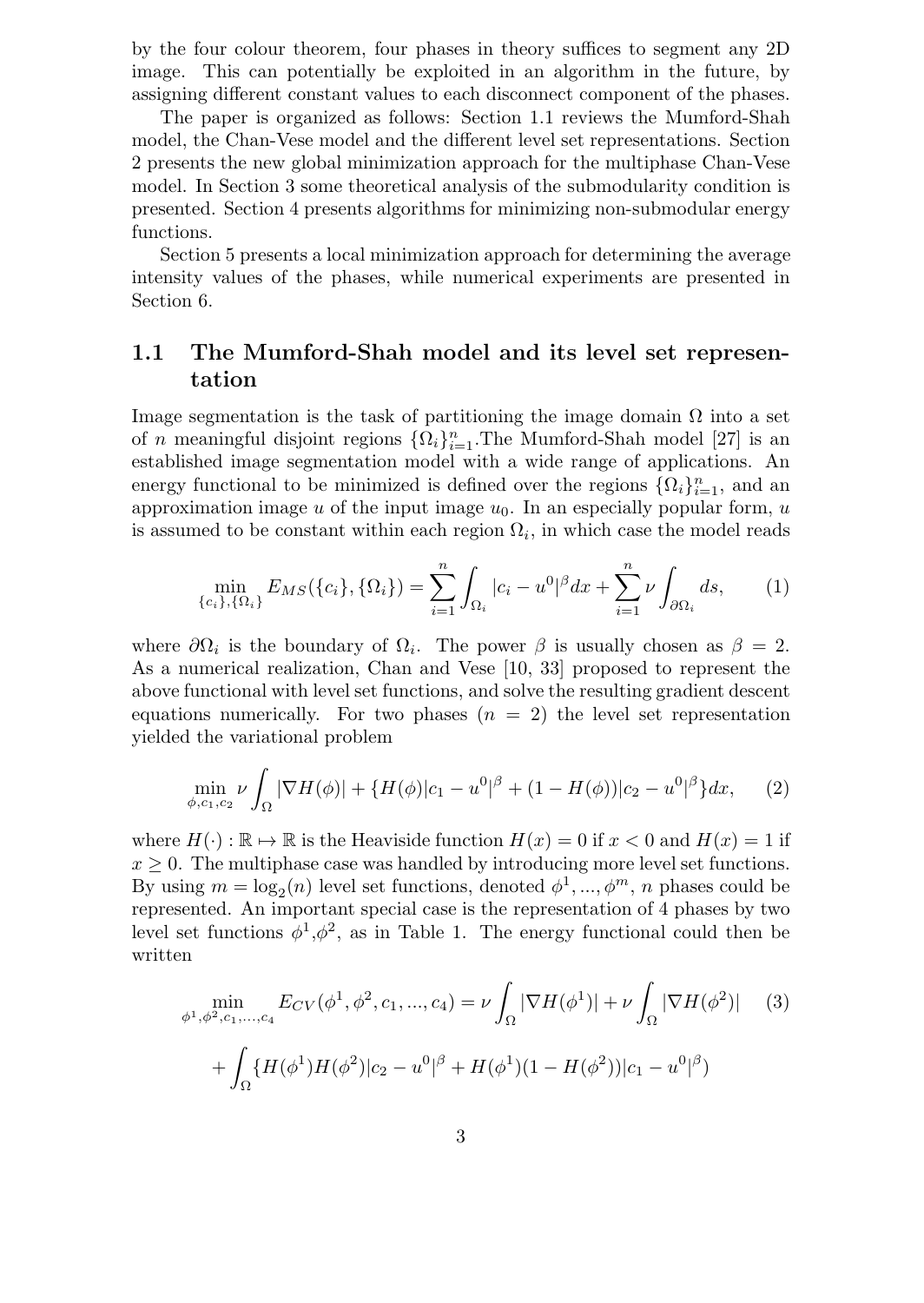by the four colour theorem, four phases in theory suffices to segment any 2D image. This can potentially be exploited in an algorithm in the future, by assigning different constant values to each disconnect component of the phases.

The paper is organized as follows: Section 1.1 reviews the Mumford-Shah model, the Chan-Vese model and the different level set representations. Section 2 presents the new global minimization approach for the multiphase Chan-Vese model. In Section 3 some theoretical analysis of the submodularity condition is presented. Section 4 presents algorithms for minimizing non-submodular energy functions.

Section 5 presents a local minimization approach for determining the average intensity values of the phases, while numerical experiments are presented in Section 6.

## 1.1 The Mumford-Shah model and its level set representation

Image segmentation is the task of partitioning the image domain $\Omega$ into a set of $n$ meaningful disjoint regions $\{\Omega_i\}_{i=1}^n$.The Mumford-Shah model [27] is an established image segmentation model with a wide range of applications. An energy functional to be minimized is defined over the regions $\{\Omega_i\}_{i=1}^n$, and an approximation image $u$ of the input image $u_0$. In an especially popular form, $u$ is assumed to be constant within each region $\Omega_i$, in which case the model reads

$$\min_{\{c_i\},\{\Omega_i\}} E_{MS}(\{c_i\},\{\Omega_i\}) = \sum_{i=1}^{n} \int_{\Omega_i} |c_i - u^0|^\beta dx + \sum_{i=1}^{n} \nu \int_{\partial\Omega_i} ds, \qquad (1)$$

where $\partial\Omega_i$ is the boundary of $\Omega_i$. The power $\beta$ is usually chosen as $\beta = 2$. As a numerical realization, Chan and Vese [10, 33] proposed to represent the above functional with level set functions, and solve the resulting gradient descent equations numerically. For two phases ($n = 2$) the level set representation yielded the variational problem

$$\min_{\phi,c_1,c_2} \nu \int_{\Omega} |\nabla H(\phi)| + \{H(\phi)|c_1 - u^0|^\beta + (1 - H(\phi))|c_2 - u^0|^\beta\}dx, \qquad (2)$$

where $H(\cdot) : \mathbb{R} \mapsto \mathbb{R}$ is the Heaviside function $H(x) = 0$ if $x < 0$ and $H(x) = 1$ if $x \geq 0$. The multiphase case was handled by introducing more level set functions. By using $m = \log_2(n)$ level set functions, denoted $\phi^1, ..., \phi^m$, $n$ phases could be represented. An important special case is the representation of 4 phases by two level set functions $\phi^1$,$\phi^2$, as in Table 1. The energy functional could then be written

$$\min_{\phi^1,\phi^2,c_1,...,c_4} E_{CV}(\phi^1, \phi^2, c_1, ..., c_4) = \nu \int_{\Omega} |\nabla H(\phi^1)| + \nu \int_{\Omega} |\nabla H(\phi^2)| \qquad (3)$$

$$+ \int_{\Omega} \{H(\phi^1)H(\phi^2)|c_2 - u^0|^\beta + H(\phi^1)(1 - H(\phi^2))|c_1 - u^0|^\beta)$$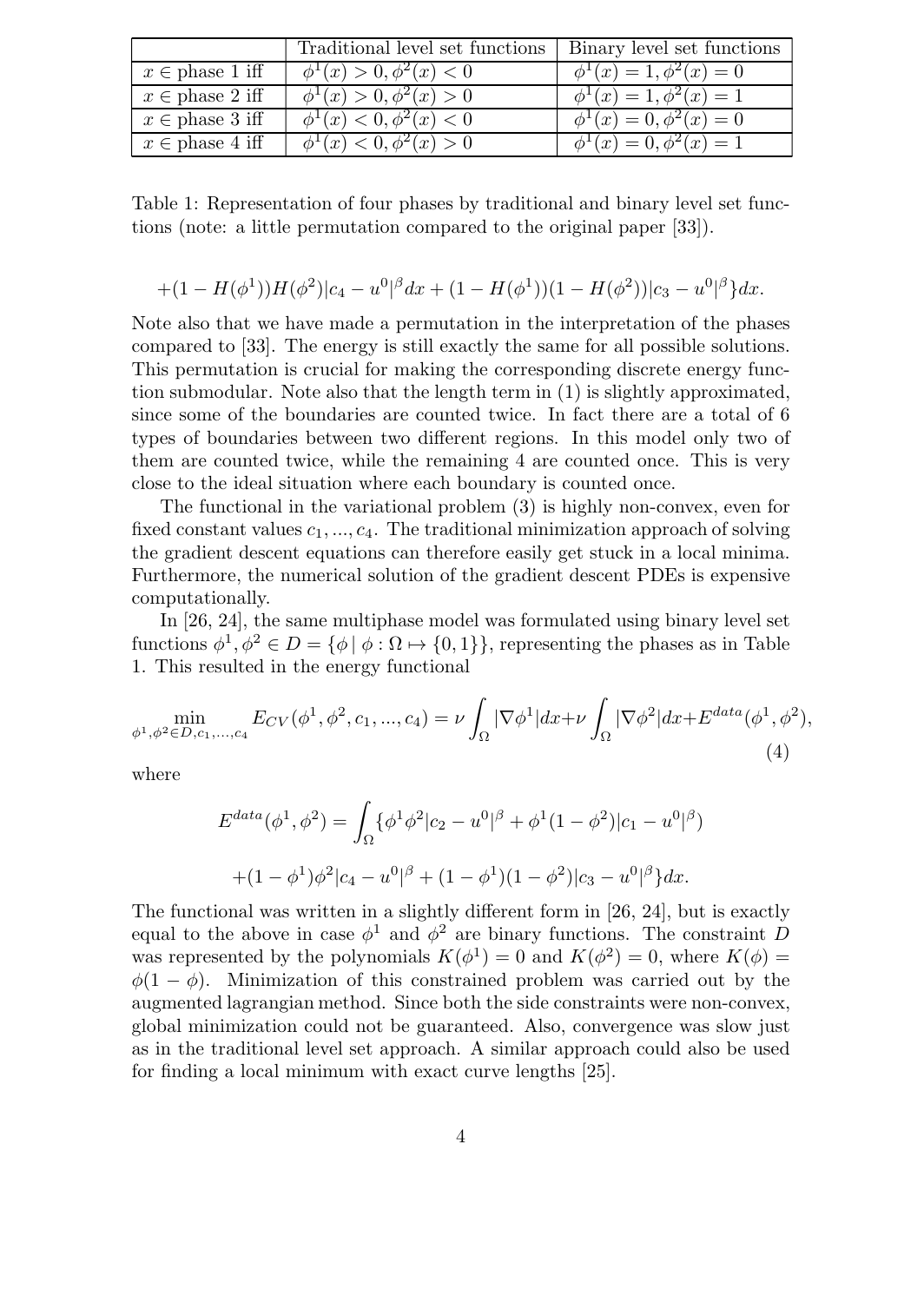|  | Traditional level set functions | Binary level set functions |
|---|---|---|
| $x \in$ phase 1 iff | $\phi^1(x) > 0, \phi^2(x) < 0$ | $\phi^1(x) = 1, \phi^2(x) = 0$ |
| $x \in$ phase 2 iff | $\phi^1(x) > 0, \phi^2(x) > 0$ | $\phi^1(x) = 1, \phi^2(x) = 1$ |
| $x \in$ phase 3 iff | $\phi^1(x) < 0, \phi^2(x) < 0$ | $\phi^1(x) = 0, \phi^2(x) = 0$ |
| $x \in$ phase 4 iff | $\phi^1(x) < 0, \phi^2(x) > 0$ | $\phi^1(x) = 0, \phi^2(x) = 1$ |

Table 1: Representation of four phases by traditional and binary level set functions (note: a little permutation compared to the original paper [33]).

$$+(1 - H(\phi^1))H(\phi^2)|c_4 - u^0|^\beta dx + (1 - H(\phi^1))(1 - H(\phi^2))|c_3 - u^0|^\beta\}dx.$$

Note also that we have made a permutation in the interpretation of the phases compared to [33]. The energy is still exactly the same for all possible solutions. This permutation is crucial for making the corresponding discrete energy function submodular. Note also that the length term in (1) is slightly approximated, since some of the boundaries are counted twice. In fact there are a total of 6 types of boundaries between two different regions. In this model only two of them are counted twice, while the remaining 4 are counted once. This is very close to the ideal situation where each boundary is counted once.

The functional in the variational problem (3) is highly non-convex, even for fixed constant values $c_1, ..., c_4$. The traditional minimization approach of solving the gradient descent equations can therefore easily get stuck in a local minima. Furthermore, the numerical solution of the gradient descent PDEs is expensive computationally.

In [26, 24], the same multiphase model was formulated using binary level set functions $\phi^1, \phi^2 \in D = \{\phi \mid \phi : \Omega \mapsto \{0, 1\}\}$, representing the phases as in Table 1. This resulted in the energy functional

$$\min_{\phi^1, \phi^2 \in D, c_1, ..., c_4} E_{CV}(\phi^1, \phi^2, c_1, ..., c_4) = \nu \int_\Omega |\nabla \phi^1| dx + \nu \int_\Omega |\nabla \phi^2| dx + E^{data}(\phi^1, \phi^2), \tag{4}$$

where

$$E^{data}(\phi^1, \phi^2) = \int_\Omega \{\phi^1 \phi^2 |c_2 - u^0|^\beta + \phi^1(1 - \phi^2)|c_1 - u^0|^\beta)$$

$$+(1 - \phi^1)\phi^2 |c_4 - u^0|^\beta + (1 - \phi^1)(1 - \phi^2)|c_3 - u^0|^\beta\}dx.$$

The functional was written in a slightly different form in [26, 24], but is exactly equal to the above in case $\phi^1$ and $\phi^2$ are binary functions. The constraint $D$ was represented by the polynomials $K(\phi^1) = 0$ and $K(\phi^2) = 0$, where $K(\phi) = \phi(1 - \phi)$. Minimization of this constrained problem was carried out by the augmented lagrangian method. Since both the side constraints were non-convex, global minimization could not be guaranteed. Also, convergence was slow just as in the traditional level set approach. A similar approach could also be used for finding a local minimum with exact curve lengths [25].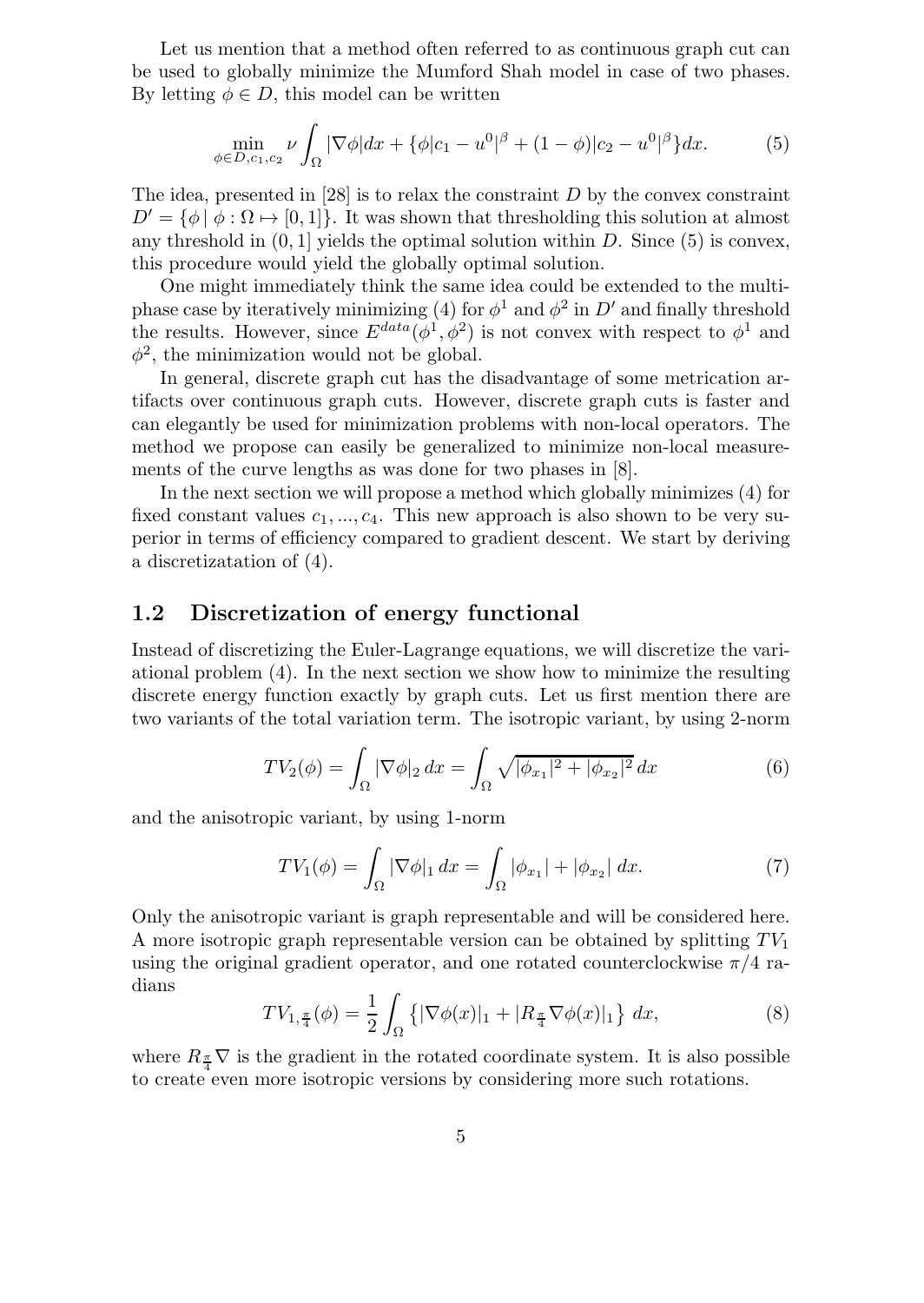Let us mention that a method often referred to as continuous graph cut can be used to globally minimize the Mumford Shah model in case of two phases. By letting $\phi \in D$, this model can be written

$$\min_{\phi \in D, c_1, c_2} \nu \int_\Omega |\nabla \phi| dx + \{\phi |c_1 - u^0|^\beta + (1-\phi)|c_2 - u^0|^\beta\} dx. \tag{5}$$

The idea, presented in [28] is to relax the constraint $D$ by the convex constraint $D' = \{\phi \mid \phi : \Omega \mapsto [0,1]\}$. It was shown that thresholding this solution at almost any threshold in $(0,1]$ yields the optimal solution within $D$. Since (5) is convex, this procedure would yield the globally optimal solution.

One might immediately think the same idea could be extended to the multiphase case by iteratively minimizing (4) for $\phi^1$ and $\phi^2$ in $D'$ and finally threshold the results. However, since $E^{data}(\phi^1, \phi^2)$ is not convex with respect to $\phi^1$ and $\phi^2$, the minimization would not be global.

In general, discrete graph cut has the disadvantage of some metrication artifacts over continuous graph cuts. However, discrete graph cuts is faster and can elegantly be used for minimization problems with non-local operators. The method we propose can easily be generalized to minimize non-local measurements of the curve lengths as was done for two phases in [8].

In the next section we will propose a method which globally minimizes (4) for fixed constant values $c_1, ..., c_4$. This new approach is also shown to be very superior in terms of efficiency compared to gradient descent. We start by deriving a discretizatation of (4).

## 1.2 Discretization of energy functional

Instead of discretizing the Euler-Lagrange equations, we will discretize the variational problem (4). In the next section we show how to minimize the resulting discrete energy function exactly by graph cuts. Let us first mention there are two variants of the total variation term. The isotropic variant, by using 2-norm

$$TV_2(\phi) = \int_\Omega |\nabla \phi|_2 \, dx = \int_\Omega \sqrt{|\phi_{x_1}|^2 + |\phi_{x_2}|^2} \, dx \tag{6}$$

and the anisotropic variant, by using 1-norm

$$TV_1(\phi) = \int_\Omega |\nabla \phi|_1 \, dx = \int_\Omega |\phi_{x_1}| + |\phi_{x_2}| \, dx. \tag{7}$$

Only the anisotropic variant is graph representable and will be considered here. A more isotropic graph representable version can be obtained by splitting $TV_1$ using the original gradient operator, and one rotated counterclockwise $\pi/4$ radians

$$TV_{1,\frac{\pi}{4}}(\phi) = \frac{1}{2} \int_\Omega \left\{ |\nabla \phi(x)|_1 + |R_{\frac{\pi}{4}} \nabla \phi(x)|_1 \right\} \, dx, \tag{8}$$

where $R_{\frac{\pi}{4}} \nabla$ is the gradient in the rotated coordinate system. It is also possible to create even more isotropic versions by considering more such rotations.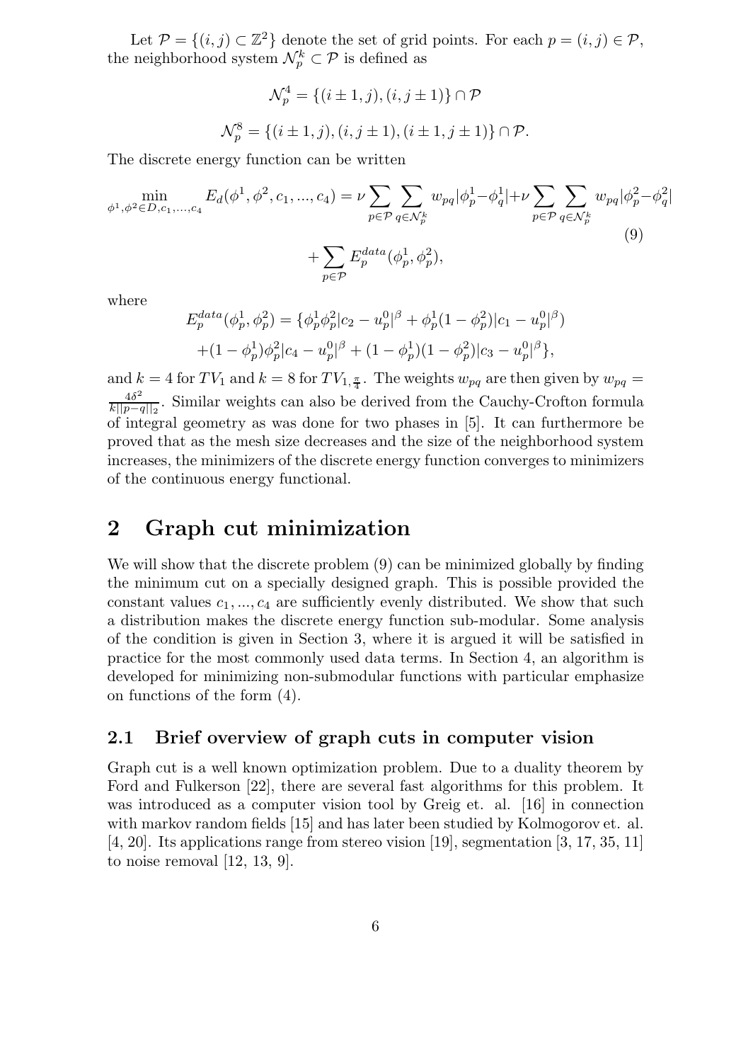Let $\mathcal{P} = \{(i,j) \subset \mathbb{Z}^2\}$ denote the set of grid points. For each $p = (i,j) \in \mathcal{P}$, the neighborhood system $\mathcal{N}_p^k \subset \mathcal{P}$ is defined as

$$\mathcal{N}_p^4 = \{(i \pm 1, j), (i, j \pm 1)\} \cap \mathcal{P}$$

$$\mathcal{N}_p^8 = \{(i \pm 1, j), (i, j \pm 1), (i \pm 1, j \pm 1)\} \cap \mathcal{P}.$$

The discrete energy function can be written

$$\min_{\phi^1, \phi^2 \in D, c_1, ..., c_4} E_d(\phi^1, \phi^2, c_1, ..., c_4) = \nu \sum_{p \in \mathcal{P}} \sum_{q \in \mathcal{N}_p^k} w_{pq} |\phi_p^1 - \phi_q^1| + \nu \sum_{p \in \mathcal{P}} \sum_{q \in \mathcal{N}_p^k} w_{pq} |\phi_p^2 - \phi_q^2| \tag{9}$$

$$+ \sum_{p \in \mathcal{P}} E_p^{data}(\phi_p^1, \phi_p^2),$$

where

$$E_p^{data}(\phi_p^1, \phi_p^2) = \{\phi_p^1 \phi_p^2 |c_2 - u_p^0|^\beta + \phi_p^1 (1 - \phi_p^2) |c_1 - u_p^0|^\beta)$$
$$+ (1 - \phi_p^1) \phi_p^2 |c_4 - u_p^0|^\beta + (1 - \phi_p^1)(1 - \phi_p^2) |c_3 - u_p^0|^\beta\},$$

and $k = 4$ for $TV_1$ and $k = 8$ for $TV_{1, \frac{\pi}{4}}$. The weights $w_{pq}$ are then given by $w_{pq} = \frac{4\delta^2}{k||p-q||_2}$. Similar weights can also be derived from the Cauchy-Crofton formula of integral geometry as was done for two phases in [5]. It can furthermore be proved that as the mesh size decreases and the size of the neighborhood system increases, the minimizers of the discrete energy function converges to minimizers of the continuous energy functional.

## 2 Graph cut minimization

We will show that the discrete problem (9) can be minimized globally by finding the minimum cut on a specially designed graph. This is possible provided the constant values $c_1, ..., c_4$ are sufficiently evenly distributed. We show that such a distribution makes the discrete energy function sub-modular. Some analysis of the condition is given in Section 3, where it is argued it will be satisfied in practice for the most commonly used data terms. In Section 4, an algorithm is developed for minimizing non-submodular functions with particular emphasize on functions of the form (4).

### 2.1 Brief overview of graph cuts in computer vision

Graph cut is a well known optimization problem. Due to a duality theorem by Ford and Fulkerson [22], there are several fast algorithms for this problem. It was introduced as a computer vision tool by Greig et. al. [16] in connection with markov random fields [15] and has later been studied by Kolmogorov et. al. [4, 20]. Its applications range from stereo vision [19], segmentation [3, 17, 35, 11] to noise removal [12, 13, 9].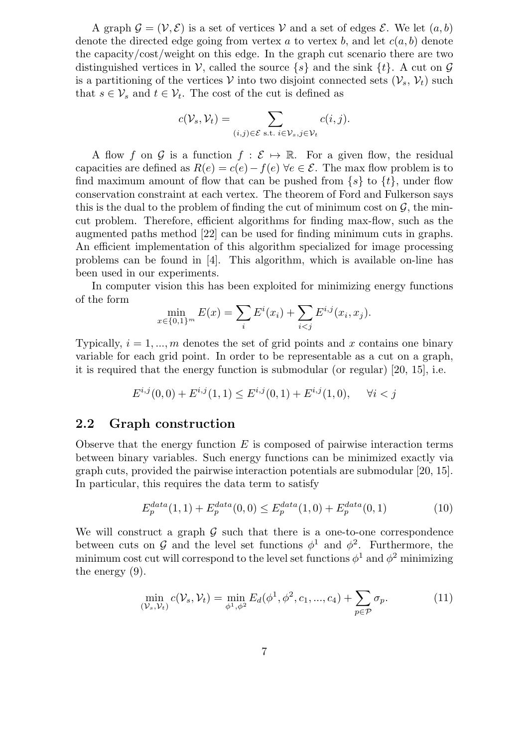A graph $\mathcal{G} = (\mathcal{V}, \mathcal{E})$ is a set of vertices $\mathcal{V}$ and a set of edges $\mathcal{E}$. We let $(a, b)$ denote the directed edge going from vertex $a$ to vertex $b$, and let $c(a, b)$ denote the capacity/cost/weight on this edge. In the graph cut scenario there are two distinguished vertices in $\mathcal{V}$, called the source $\{s\}$ and the sink $\{t\}$. A cut on $\mathcal{G}$ is a partitioning of the vertices $\mathcal{V}$ into two disjoint connected sets $(\mathcal{V}_s, \mathcal{V}_t)$ such that $s \in \mathcal{V}_s$ and $t \in \mathcal{V}_t$. The cost of the cut is defined as

$$c(\mathcal{V}_s, \mathcal{V}_t) = \sum_{(i,j) \in \mathcal{E} \text{ s.t. } i \in \mathcal{V}_s, j \in \mathcal{V}_t} c(i, j).$$

A flow $f$ on $\mathcal{G}$ is a function $f : \mathcal{E} \mapsto \mathbb{R}$. For a given flow, the residual capacities are defined as $R(e) = c(e) - f(e) \; \forall e \in \mathcal{E}$. The max flow problem is to find maximum amount of flow that can be pushed from $\{s\}$ to $\{t\}$, under flow conservation constraint at each vertex. The theorem of Ford and Fulkerson says this is the dual to the problem of finding the cut of minimum cost on $\mathcal{G}$, the min-cut problem. Therefore, efficient algorithms for finding max-flow, such as the augmented paths method [22] can be used for finding minimum cuts in graphs. An efficient implementation of this algorithm specialized for image processing problems can be found in [4]. This algorithm, which is available on-line has been used in our experiments.

In computer vision this has been exploited for minimizing energy functions of the form

$$\min_{x \in \{0,1\}^m} E(x) = \sum_i E^i(x_i) + \sum_{i<j} E^{i,j}(x_i, x_j).$$

Typically, $i = 1, ..., m$ denotes the set of grid points and $x$ contains one binary variable for each grid point. In order to be representable as a cut on a graph, it is required that the energy function is submodular (or regular) [20, 15], i.e.

$$E^{i,j}(0,0) + E^{i,j}(1,1) \leq E^{i,j}(0,1) + E^{i,j}(1,0), \quad \forall i < j$$

## 2.2 Graph construction

Observe that the energy function $E$ is composed of pairwise interaction terms between binary variables. Such energy functions can be minimized exactly via graph cuts, provided the pairwise interaction potentials are submodular [20, 15]. In particular, this requires the data term to satisfy

$$E_p^{data}(1,1) + E_p^{data}(0,0) \leq E_p^{data}(1,0) + E_p^{data}(0,1) \tag{10}$$

We will construct a graph $\mathcal{G}$ such that there is a one-to-one correspondence between cuts on $\mathcal{G}$ and the level set functions $\phi^1$ and $\phi^2$. Furthermore, the minimum cost cut will correspond to the level set functions $\phi^1$ and $\phi^2$ minimizing the energy (9).

$$\min_{(\mathcal{V}_s, \mathcal{V}_t)} c(\mathcal{V}_s, \mathcal{V}_t) = \min_{\phi^1, \phi^2} E_d(\phi^1, \phi^2, c_1, ..., c_4) + \sum_{p \in \mathcal{P}} \sigma_p. \tag{11}$$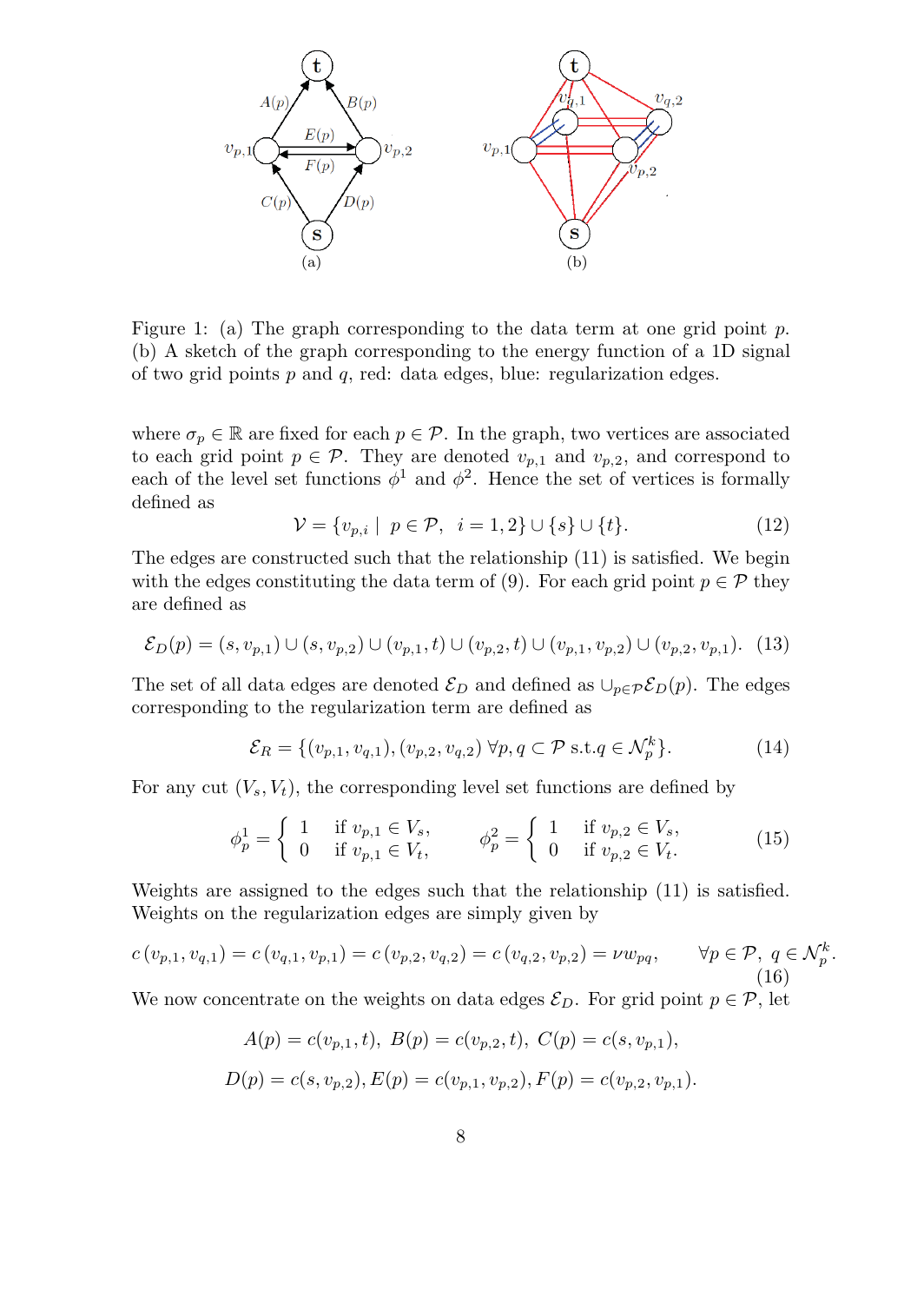Figure 1: (a) The graph corresponding to the data term at one grid point $p$. (b) A sketch of the graph corresponding to the energy function of a 1D signal of two grid points $p$ and $q$, red: data edges, blue: regularization edges.

where $\sigma_p \in \mathbb{R}$ are fixed for each $p \in \mathcal{P}$. In the graph, two vertices are associated to each grid point $p \in \mathcal{P}$. They are denoted $v_{p,1}$ and $v_{p,2}$, and correspond to each of the level set functions $\phi^1$ and $\phi^2$. Hence the set of vertices is formally defined as

$$\mathcal{V} = \{v_{p,i} \mid \; p \in \mathcal{P}, \;\; i = 1,2\} \cup \{s\} \cup \{t\}. \tag{12}$$

The edges are constructed such that the relationship (11) is satisfied. We begin with the edges constituting the data term of (9). For each grid point $p \in \mathcal{P}$ they are defined as

$$\mathcal{E}_D(p) = (s, v_{p,1}) \cup (s, v_{p,2}) \cup (v_{p,1}, t) \cup (v_{p,2}, t) \cup (v_{p,1}, v_{p,2}) \cup (v_{p,2}, v_{p,1}). \tag{13}$$

The set of all data edges are denoted $\mathcal{E}_D$ and defined as $\cup_{p \in \mathcal{P}} \mathcal{E}_D(p)$. The edges corresponding to the regularization term are defined as

$$\mathcal{E}_R = \{(v_{p,1}, v_{q,1}), (v_{p,2}, v_{q,2}) \; \forall p, q \subset \mathcal{P} \text{ s.t.} q \in \mathcal{N}_p^k\}. \tag{14}$$

For any cut $(V_s, V_t)$, the corresponding level set functions are defined by

$$\phi_p^1 = \begin{cases} 1 & \text{if } v_{p,1} \in V_s, \\ 0 & \text{if } v_{p,1} \in V_t, \end{cases} \qquad \phi_p^2 = \begin{cases} 1 & \text{if } v_{p,2} \in V_s, \\ 0 & \text{if } v_{p,2} \in V_t. \end{cases} \tag{15}$$

Weights are assigned to the edges such that the relationship (11) is satisfied. Weights on the regularization edges are simply given by

$$c\left(v_{p,1}, v_{q,1}\right) = c\left(v_{q,1}, v_{p,1}\right) = c\left(v_{p,2}, v_{q,2}\right) = c\left(v_{q,2}, v_{p,2}\right) = \nu w_{pq}, \qquad \forall p \in \mathcal{P}, \; q \in \mathcal{N}_p^k. \tag{16}$$

We now concentrate on the weights on data edges $\mathcal{E}_D$. For grid point $p \in \mathcal{P}$, let

$$A(p) = c(v_{p,1}, t), \; B(p) = c(v_{p,2}, t), \; C(p) = c(s, v_{p,1}),$$

$$D(p) = c(s, v_{p,2}), E(p) = c(v_{p,1}, v_{p,2}), F(p) = c(v_{p,2}, v_{p,1}).$$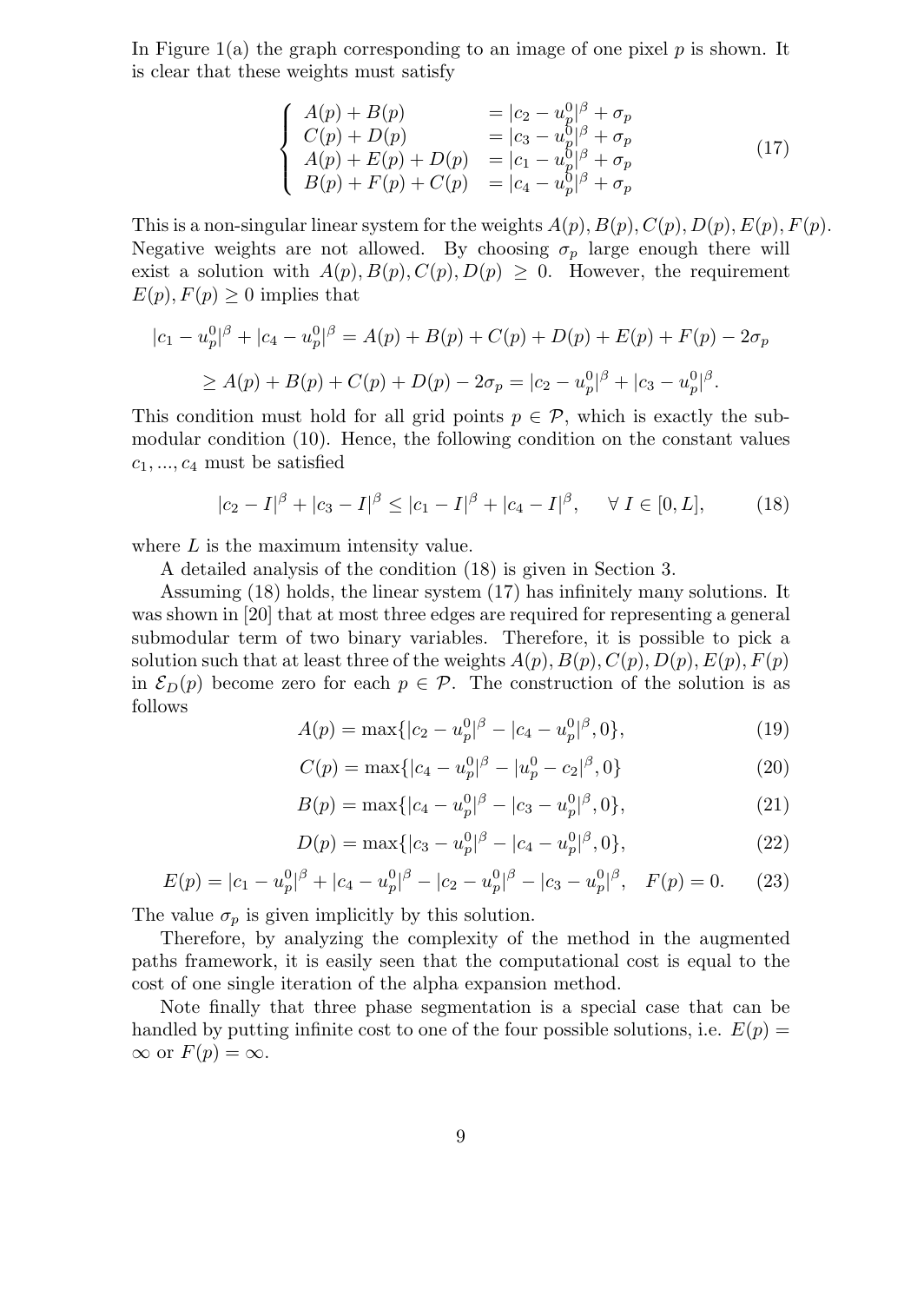In Figure 1(a) the graph corresponding to an image of one pixel $p$ is shown. It is clear that these weights must satisfy

$$
\begin{cases}
A(p) + B(p) & = |c_2 - u_p^0|^\beta + \sigma_p \\
C(p) + D(p) & = |c_3 - u_p^0|^\beta + \sigma_p \\
A(p) + E(p) + D(p) & = |c_1 - u_p^0|^\beta + \sigma_p \\
B(p) + F(p) + C(p) & = |c_4 - u_p^0|^\beta + \sigma_p
\end{cases}
\tag{17}
$$

This is a non-singular linear system for the weights $A(p), B(p), C(p), D(p), E(p), F(p)$. Negative weights are not allowed. By choosing $\sigma_p$ large enough there will exist a solution with $A(p), B(p), C(p), D(p) \geq 0$. However, the requirement $E(p), F(p) \geq 0$ implies that

$$
\begin{aligned}
|c_1 - u_p^0|^\beta + |c_4 - u_p^0|^\beta &= A(p) + B(p) + C(p) + D(p) + E(p) + F(p) - 2\sigma_p \\
&\geq A(p) + B(p) + C(p) + D(p) - 2\sigma_p = |c_2 - u_p^0|^\beta + |c_3 - u_p^0|^\beta.
\end{aligned}
$$

This condition must hold for all grid points $p \in \mathcal{P}$, which is exactly the submodular condition (10). Hence, the following condition on the constant values $c_1, ..., c_4$ must be satisfied

$$
|c_2 - I|^\beta + |c_3 - I|^\beta \leq |c_1 - I|^\beta + |c_4 - I|^\beta, \qquad \forall\, I \in [0, L], \tag{18}
$$

where $L$ is the maximum intensity value.

A detailed analysis of the condition (18) is given in Section 3.

Assuming (18) holds, the linear system (17) has infinitely many solutions. It was shown in [20] that at most three edges are required for representing a general submodular term of two binary variables. Therefore, it is possible to pick a solution such that at least three of the weights $A(p), B(p), C(p), D(p), E(p), F(p)$ in $\mathcal{E}_D(p)$ become zero for each $p \in \mathcal{P}$. The construction of the solution is as follows

$$
A(p) = \max\{|c_2 - u_p^0|^\beta - |c_4 - u_p^0|^\beta, 0\}, \tag{19}
$$

$$
C(p) = \max\{|c_4 - u_p^0|^\beta - |u_p^0 - c_2|^\beta, 0\} \tag{20}
$$

$$
B(p) = \max\{|c_4 - u_p^0|^\beta - |c_3 - u_p^0|^\beta, 0\}, \tag{21}
$$

$$
D(p) = \max\{|c_3 - u_p^0|^\beta - |c_4 - u_p^0|^\beta, 0\}, \tag{22}
$$

$$
E(p) = |c_1 - u_p^0|^\beta + |c_4 - u_p^0|^\beta - |c_2 - u_p^0|^\beta - |c_3 - u_p^0|^\beta, \quad F(p) = 0. \tag{23}
$$

The value $\sigma_p$ is given implicitly by this solution.

Therefore, by analyzing the complexity of the method in the augmented paths framework, it is easily seen that the computational cost is equal to the cost of one single iteration of the alpha expansion method.

Note finally that three phase segmentation is a special case that can be handled by putting infinite cost to one of the four possible solutions, i.e. $E(p) = \infty$ or $F(p) = \infty$.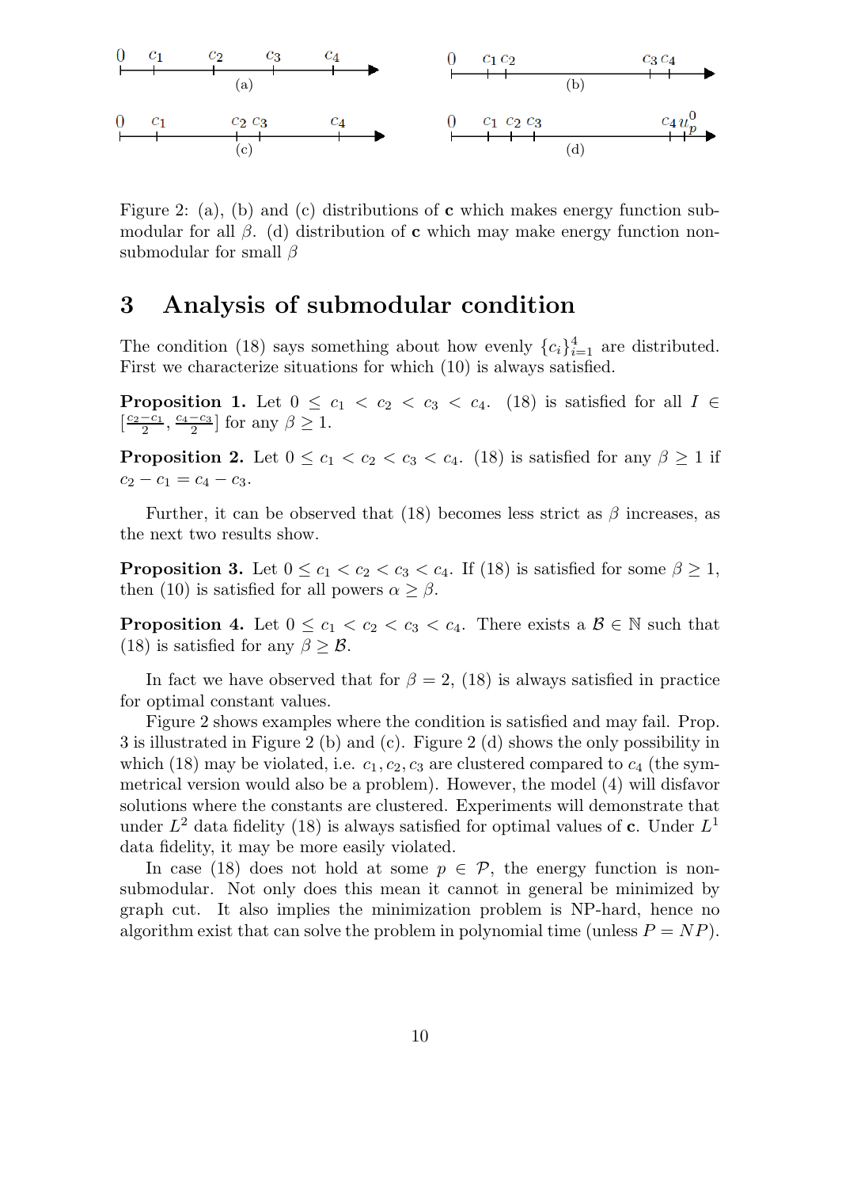Figure 2: (a), (b) and (c) distributions of **c** which makes energy function submodular for all $\beta$. (d) distribution of **c** which may make energy function non-submodular for small $\beta$

# 3 Analysis of submodular condition

The condition (18) says something about how evenly $\{c_i\}_{i=1}^4$ are distributed. First we characterize situations for which (10) is always satisfied.

**Proposition 1.** Let $0 \leq c_1 < c_2 < c_3 < c_4$. (18) is satisfied for all $I \in [\frac{c_2 - c_1}{2}, \frac{c_4 - c_3}{2}]$ for any $\beta \geq 1$.

**Proposition 2.** Let $0 \leq c_1 < c_2 < c_3 < c_4$. (18) is satisfied for any $\beta \geq 1$ if $c_2 - c_1 = c_4 - c_3$.

Further, it can be observed that (18) becomes less strict as $\beta$ increases, as the next two results show.

**Proposition 3.** Let $0 \leq c_1 < c_2 < c_3 < c_4$. If (18) is satisfied for some $\beta \geq 1$, then (10) is satisfied for all powers $\alpha \geq \beta$.

**Proposition 4.** Let $0 \leq c_1 < c_2 < c_3 < c_4$. There exists a $\mathcal{B} \in \mathbb{N}$ such that (18) is satisfied for any $\beta \geq \mathcal{B}$.

In fact we have observed that for $\beta = 2$, (18) is always satisfied in practice for optimal constant values.

Figure 2 shows examples where the condition is satisfied and may fail. Prop. 3 is illustrated in Figure 2 (b) and (c). Figure 2 (d) shows the only possibility in which (18) may be violated, i.e. $c_1, c_2, c_3$ are clustered compared to $c_4$ (the symmetrical version would also be a problem). However, the model (4) will disfavor solutions where the constants are clustered. Experiments will demonstrate that under $L^2$ data fidelity (18) is always satisfied for optimal values of **c**. Under $L^1$ data fidelity, it may be more easily violated.

In case (18) does not hold at some $p \in \mathcal{P}$, the energy function is non-submodular. Not only does this mean it cannot in general be minimized by graph cut. It also implies the minimization problem is NP-hard, hence no algorithm exist that can solve the problem in polynomial time (unless $P = NP$).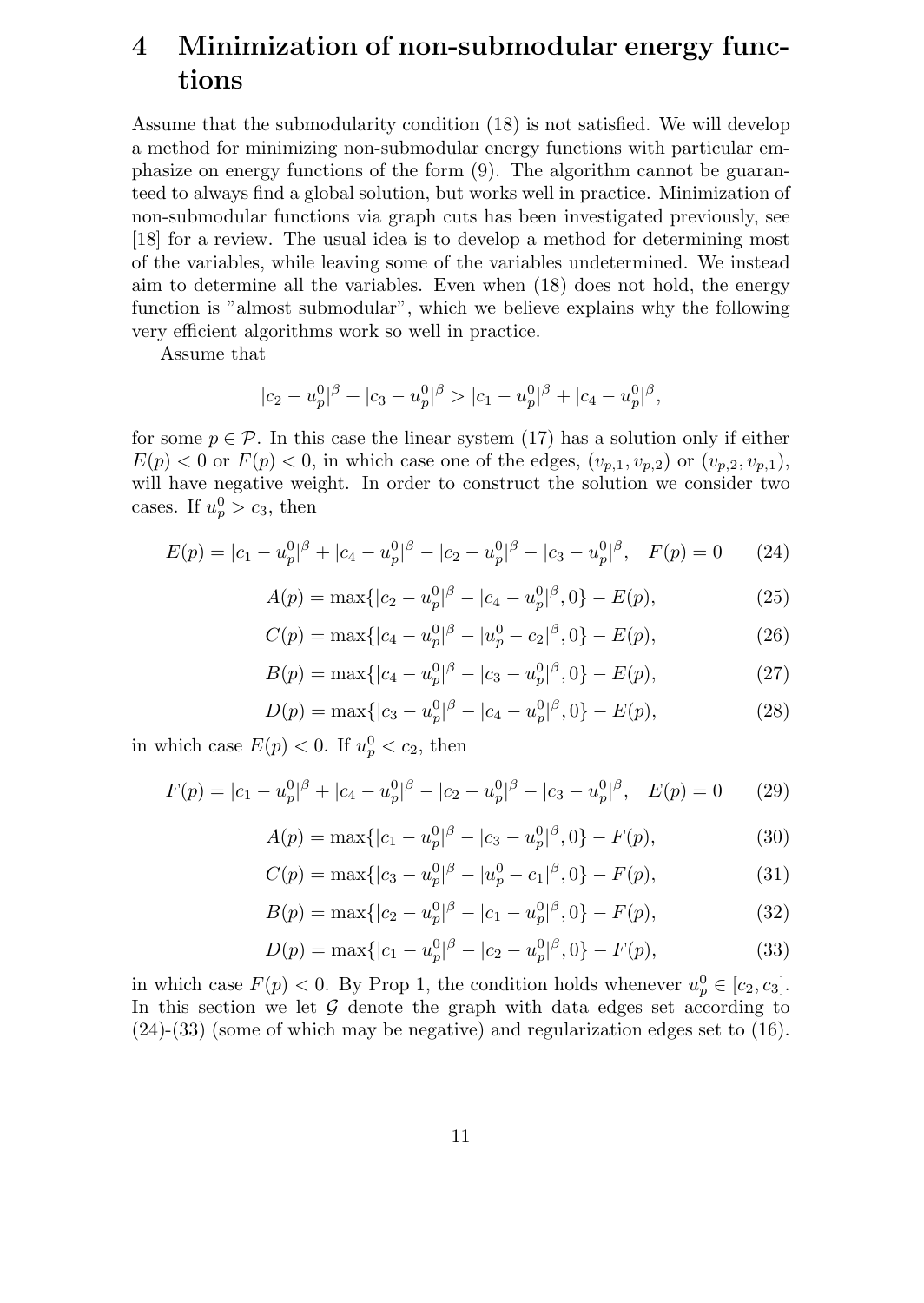# 4 Minimization of non-submodular energy functions

Assume that the submodularity condition (18) is not satisfied. We will develop a method for minimizing non-submodular energy functions with particular emphasize on energy functions of the form (9). The algorithm cannot be guaranteed to always find a global solution, but works well in practice. Minimization of non-submodular functions via graph cuts has been investigated previously, see [18] for a review. The usual idea is to develop a method for determining most of the variables, while leaving some of the variables undetermined. We instead aim to determine all the variables. Even when (18) does not hold, the energy function is "almost submodular", which we believe explains why the following very efficient algorithms work so well in practice.

Assume that

$$|c_2 - u_p^0|^\beta + |c_3 - u_p^0|^\beta > |c_1 - u_p^0|^\beta + |c_4 - u_p^0|^\beta,$$

for some $p \in \mathcal{P}$. In this case the linear system (17) has a solution only if either $E(p) < 0$ or $F(p) < 0$, in which case one of the edges, $(v_{p,1}, v_{p,2})$ or $(v_{p,2}, v_{p,1})$, will have negative weight. In order to construct the solution we consider two cases. If $u_p^0 > c_3$, then

$$E(p) = |c_1 - u_p^0|^\beta + |c_4 - u_p^0|^\beta - |c_2 - u_p^0|^\beta - |c_3 - u_p^0|^\beta, \quad F(p) = 0 \tag{24}$$

$$A(p) = \max\{|c_2 - u_p^0|^\beta - |c_4 - u_p^0|^\beta, 0\} - E(p), \tag{25}$$

$$C(p) = \max\{|c_4 - u_p^0|^\beta - |u_p^0 - c_2|^\beta, 0\} - E(p), \tag{26}$$

$$B(p) = \max\{|c_4 - u_p^0|^\beta - |c_3 - u_p^0|^\beta, 0\} - E(p), \tag{27}$$

$$D(p) = \max\{|c_3 - u_p^0|^\beta - |c_4 - u_p^0|^\beta, 0\} - E(p), \tag{28}$$

in which case $E(p) < 0$. If $u_p^0 < c_2$, then

$$F(p) = |c_1 - u_p^0|^\beta + |c_4 - u_p^0|^\beta - |c_2 - u_p^0|^\beta - |c_3 - u_p^0|^\beta, \quad E(p) = 0 \tag{29}$$

$$A(p) = \max\{|c_1 - u_p^0|^\beta - |c_3 - u_p^0|^\beta, 0\} - F(p), \tag{30}$$

$$C(p) = \max\{|c_3 - u_p^0|^\beta - |u_p^0 - c_1|^\beta, 0\} - F(p), \tag{31}$$

$$B(p) = \max\{|c_2 - u_p^0|^\beta - |c_1 - u_p^0|^\beta, 0\} - F(p), \tag{32}$$

$$D(p) = \max\{|c_1 - u_p^0|^\beta - |c_2 - u_p^0|^\beta, 0\} - F(p), \tag{33}$$

in which case $F(p) < 0$. By Prop 1, the condition holds whenever $u_p^0 \in [c_2, c_3]$. In this section we let $\mathcal{G}$ denote the graph with data edges set according to (24)-(33) (some of which may be negative) and regularization edges set to (16).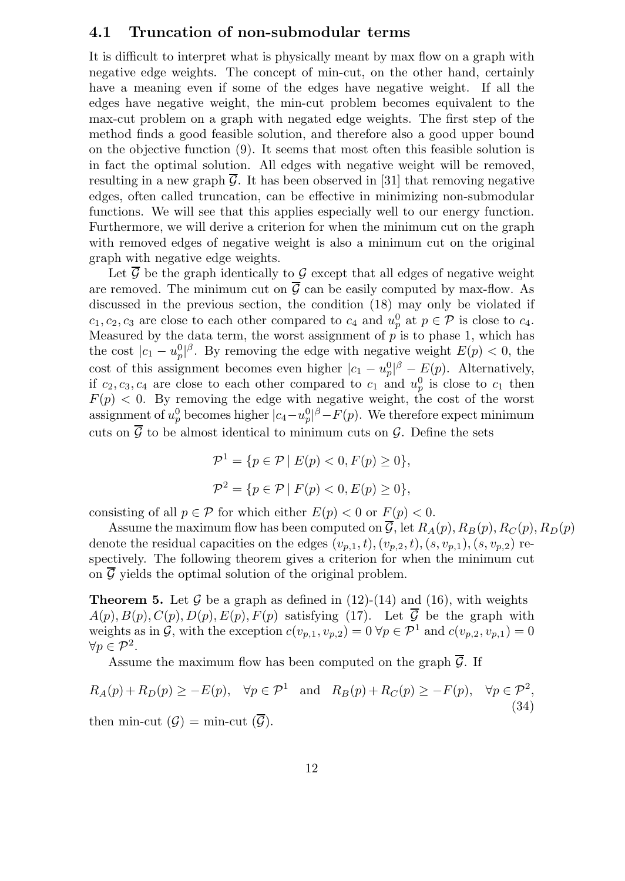### 4.1 Truncation of non-submodular terms

It is difficult to interpret what is physically meant by max flow on a graph with negative edge weights. The concept of min-cut, on the other hand, certainly have a meaning even if some of the edges have negative weight. If all the edges have negative weight, the min-cut problem becomes equivalent to the max-cut problem on a graph with negated edge weights. The first step of the method finds a good feasible solution, and therefore also a good upper bound on the objective function (9). It seems that most often this feasible solution is in fact the optimal solution. All edges with negative weight will be removed, resulting in a new graph $\overline{\mathcal{G}}$. It has been observed in [31] that removing negative edges, often called truncation, can be effective in minimizing non-submodular functions. We will see that this applies especially well to our energy function. Furthermore, we will derive a criterion for when the minimum cut on the graph with removed edges of negative weight is also a minimum cut on the original graph with negative edge weights.

Let $\overline{\mathcal{G}}$ be the graph identically to $\mathcal{G}$ except that all edges of negative weight are removed. The minimum cut on $\overline{\mathcal{G}}$ can be easily computed by max-flow. As discussed in the previous section, the condition (18) may only be violated if $c_1, c_2, c_3$ are close to each other compared to $c_4$ and $u_p^0$ at $p \in \mathcal{P}$ is close to $c_4$. Measured by the data term, the worst assignment of $p$ is to phase 1, which has the cost $|c_1 - u_p^0|^\beta$. By removing the edge with negative weight $E(p) < 0$, the cost of this assignment becomes even higher $|c_1 - u_p^0|^\beta - E(p)$. Alternatively, if $c_2, c_3, c_4$ are close to each other compared to $c_1$ and $u_p^0$ is close to $c_1$ then $F(p) < 0$. By removing the edge with negative weight, the cost of the worst assignment of $u_p^0$ becomes higher $|c_4 - u_p^0|^\beta - F(p)$. We therefore expect minimum cuts on $\overline{\mathcal{G}}$ to be almost identical to minimum cuts on $\mathcal{G}$. Define the sets

$$\mathcal{P}^1 = \{p \in \mathcal{P} \mid E(p) < 0, F(p) \geq 0\},$$

$$\mathcal{P}^2 = \{p \in \mathcal{P} \mid F(p) < 0, E(p) \geq 0\},$$

consisting of all $p \in \mathcal{P}$ for which either $E(p) < 0$ or $F(p) < 0$.

Assume the maximum flow has been computed on $\overline{\mathcal{G}}$, let $R_A(p), R_B(p), R_C(p), R_D(p)$ denote the residual capacities on the edges $(v_{p,1}, t), (v_{p,2}, t), (s, v_{p,1}), (s, v_{p,2})$ respectively. The following theorem gives a criterion for when the minimum cut on $\overline{\mathcal{G}}$ yields the optimal solution of the original problem.

**Theorem 5.** Let $\mathcal{G}$ be a graph as defined in (12)-(14) and (16), with weights $A(p), B(p), C(p), D(p), E(p), F(p)$ satisfying (17). Let $\overline{\mathcal{G}}$ be the graph with weights as in $\mathcal{G}$, with the exception $c(v_{p,1}, v_{p,2}) = 0 \; \forall p \in \mathcal{P}^1$ and $c(v_{p,2}, v_{p,1}) = 0$ $\forall p \in \mathcal{P}^2$.

Assume the maximum flow has been computed on the graph $\overline{\mathcal{G}}$. If

$$R_A(p) + R_D(p) \geq -E(p), \quad \forall p \in \mathcal{P}^1 \quad \text{and} \quad R_B(p) + R_C(p) \geq -F(p), \quad \forall p \in \mathcal{P}^2, \tag{34}$$

then min-cut $(\mathcal{G})$ = min-cut $(\overline{\mathcal{G}})$.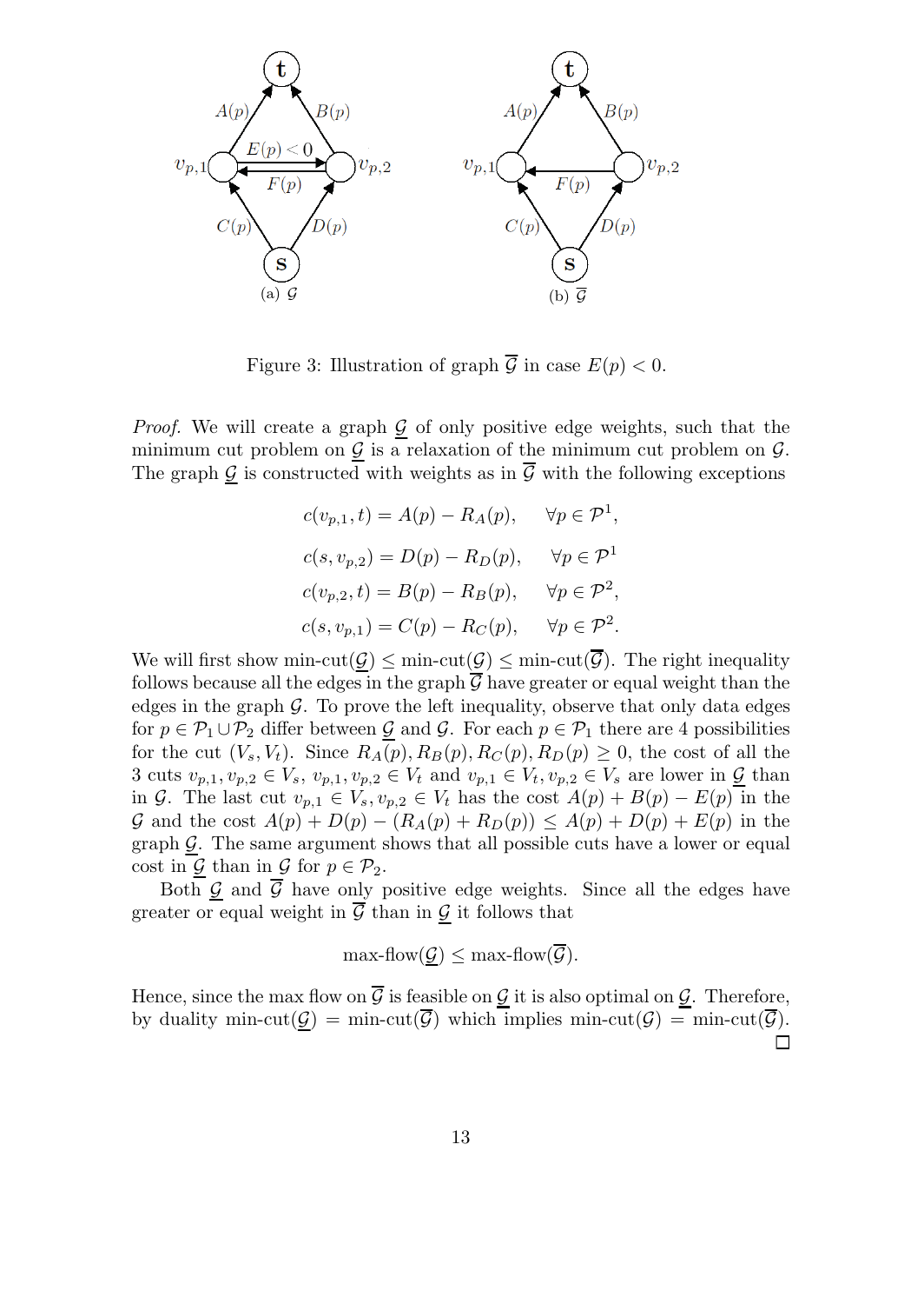Figure 3: Illustration of graph $\overline{\mathcal{G}}$ in case $E(p) < 0$.

*Proof.* We will create a graph $\underline{\mathcal{G}}$ of only positive edge weights, such that the minimum cut problem on $\underline{\mathcal{G}}$ is a relaxation of the minimum cut problem on $\mathcal{G}$. The graph $\underline{\mathcal{G}}$ is constructed with weights as in $\overline{\mathcal{G}}$ with the following exceptions

$$
\begin{aligned}
c(v_{p,1}, t) &= A(p) - R_A(p), \qquad \forall p \in \mathcal{P}^1, \\
c(s, v_{p,2}) &= D(p) - R_D(p), \qquad \forall p \in \mathcal{P}^1 \\
c(v_{p,2}, t) &= B(p) - R_B(p), \qquad \forall p \in \mathcal{P}^2, \\
c(s, v_{p,1}) &= C(p) - R_C(p), \qquad \forall p \in \mathcal{P}^2.
\end{aligned}
$$

We will first show $\text{min-cut}(\underline{\mathcal{G}}) \leq \text{min-cut}(\mathcal{G}) \leq \text{min-cut}(\overline{\mathcal{G}})$. The right inequality follows because all the edges in the graph $\overline{\mathcal{G}}$ have greater or equal weight than the edges in the graph $\mathcal{G}$. To prove the left inequality, observe that only data edges for $p \in \mathcal{P}_1 \cup \mathcal{P}_2$ differ between $\underline{\mathcal{G}}$ and $\mathcal{G}$. For each $p \in \mathcal{P}_1$ there are 4 possibilities for the cut $(V_s, V_t)$. Since $R_A(p), R_B(p), R_C(p), R_D(p) \geq 0$, the cost of all the 3 cuts $v_{p,1}, v_{p,2} \in V_s$, $v_{p,1}, v_{p,2} \in V_t$ and $v_{p,1} \in V_t, v_{p,2} \in V_s$ are lower in $\underline{\mathcal{G}}$ than in $\mathcal{G}$. The last cut $v_{p,1} \in V_s, v_{p,2} \in V_t$ has the cost $A(p) + B(p) - E(p)$ in the $\mathcal{G}$ and the cost $A(p) + D(p) - (R_A(p) + R_D(p)) \leq A(p) + D(p) + E(p)$ in the graph $\underline{\mathcal{G}}$. The same argument shows that all possible cuts have a lower or equal cost in $\underline{\mathcal{G}}$ than in $\mathcal{G}$ for $p \in \mathcal{P}_2$.

Both $\underline{\mathcal{G}}$ and $\overline{\mathcal{G}}$ have only positive edge weights. Since all the edges have greater or equal weight in $\overline{\mathcal{G}}$ than in $\underline{\mathcal{G}}$ it follows that

$$
\text{max-flow}(\underline{\mathcal{G}}) \leq \text{max-flow}(\overline{\mathcal{G}}).
$$

Hence, since the max flow on $\overline{\mathcal{G}}$ is feasible on $\underline{\mathcal{G}}$ it is also optimal on $\underline{\mathcal{G}}$. Therefore, by duality $\text{min-cut}(\underline{\mathcal{G}}) = \text{min-cut}(\overline{\mathcal{G}})$ which implies $\text{min-cut}(\mathcal{G}) = \text{min-cut}(\overline{\mathcal{G}})$. $\square$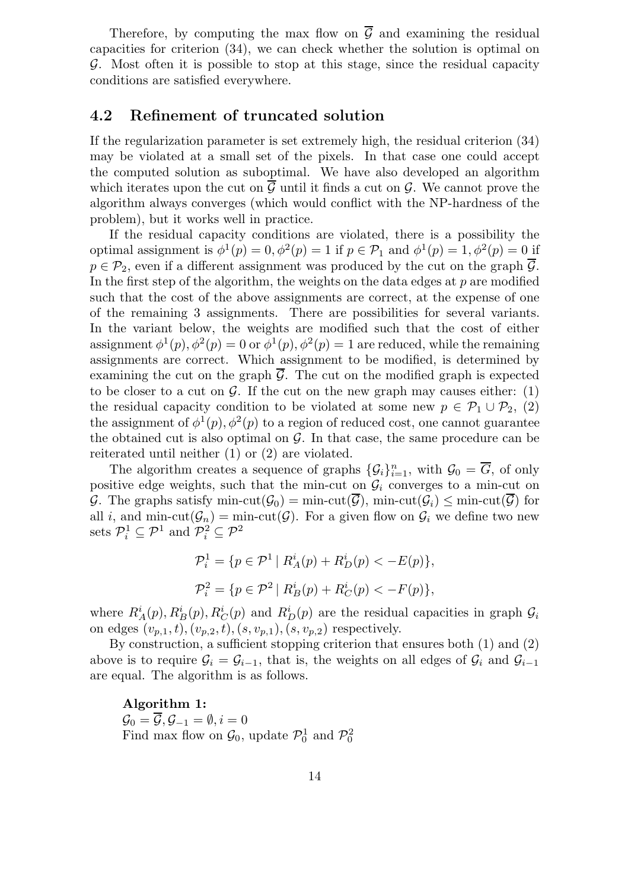Therefore, by computing the max flow on $\overline{\mathcal{G}}$ and examining the residual capacities for criterion (34), we can check whether the solution is optimal on $\mathcal{G}$. Most often it is possible to stop at this stage, since the residual capacity conditions are satisfied everywhere.

## 4.2 Refinement of truncated solution

If the regularization parameter is set extremely high, the residual criterion (34) may be violated at a small set of the pixels. In that case one could accept the computed solution as suboptimal. We have also developed an algorithm which iterates upon the cut on $\overline{\mathcal{G}}$ until it finds a cut on $\mathcal{G}$. We cannot prove the algorithm always converges (which would conflict with the NP-hardness of the problem), but it works well in practice.

If the residual capacity conditions are violated, there is a possibility the optimal assignment is $\phi^1(p) = 0, \phi^2(p) = 1$ if $p \in \mathcal{P}_1$ and $\phi^1(p) = 1, \phi^2(p) = 0$ if $p \in \mathcal{P}_2$, even if a different assignment was produced by the cut on the graph $\overline{\mathcal{G}}$. In the first step of the algorithm, the weights on the data edges at $p$ are modified such that the cost of the above assignments are correct, at the expense of one of the remaining 3 assignments. There are possibilities for several variants. In the variant below, the weights are modified such that the cost of either assignment $\phi^1(p), \phi^2(p) = 0$ or $\phi^1(p), \phi^2(p) = 1$ are reduced, while the remaining assignments are correct. Which assignment to be modified, is determined by examining the cut on the graph $\overline{\mathcal{G}}$. The cut on the modified graph is expected to be closer to a cut on $\mathcal{G}$. If the cut on the new graph may causes either: (1) the residual capacity condition to be violated at some new $p \in \mathcal{P}_1 \cup \mathcal{P}_2$, (2) the assignment of $\phi^1(p), \phi^2(p)$ to a region of reduced cost, one cannot guarantee the obtained cut is also optimal on $\mathcal{G}$. In that case, the same procedure can be reiterated until neither (1) or (2) are violated.

The algorithm creates a sequence of graphs $\{\mathcal{G}_i\}_{i=1}^n$, with $\mathcal{G}_0 = \overline{G}$, of only positive edge weights, such that the min-cut on $\mathcal{G}_i$ converges to a min-cut on $\mathcal{G}$. The graphs satisfy min-cut$(\mathcal{G}_0)$ = min-cut$(\overline{\mathcal{G}})$, min-cut$(\mathcal{G}_i) \leq$ min-cut$(\overline{\mathcal{G}})$ for all $i$, and min-cut$(\mathcal{G}_n)$ = min-cut$(\mathcal{G})$. For a given flow on $\mathcal{G}_i$ we define two new sets $\mathcal{P}_i^1 \subseteq \mathcal{P}^1$ and $\mathcal{P}_i^2 \subseteq \mathcal{P}^2$

$$\mathcal{P}_i^1 = \{p \in \mathcal{P}^1 \mid R_A^i(p) + R_D^i(p) < -E(p)\},$$

$$\mathcal{P}_i^2 = \{p \in \mathcal{P}^2 \mid R_B^i(p) + R_C^i(p) < -F(p)\},$$

where $R_A^i(p), R_B^i(p), R_C^i(p)$ and $R_D^i(p)$ are the residual capacities in graph $\mathcal{G}_i$ on edges $(v_{p,1}, t), (v_{p,2}, t), (s, v_{p,1}), (s, v_{p,2})$ respectively.

By construction, a sufficient stopping criterion that ensures both (1) and (2) above is to require $\mathcal{G}_i = \mathcal{G}_{i-1}$, that is, the weights on all edges of $\mathcal{G}_i$ and $\mathcal{G}_{i-1}$ are equal. The algorithm is as follows.

**Algorithm 1:**
$\mathcal{G}_0 = \overline{\mathcal{G}}, \mathcal{G}_{-1} = \emptyset, i = 0$
Find max flow on $\mathcal{G}_0$, update $\mathcal{P}_0^1$ and $\mathcal{P}_0^2$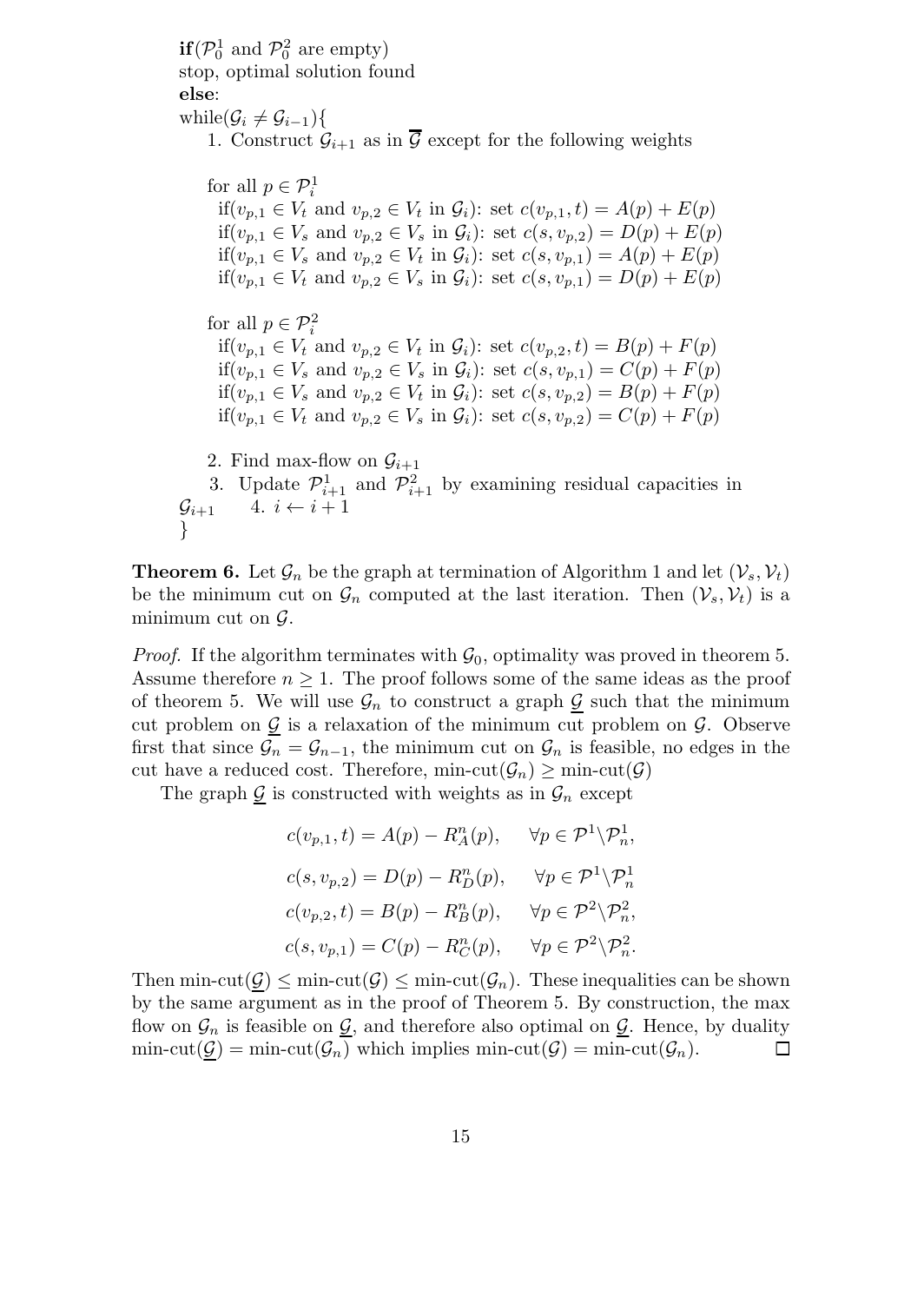**if**($\mathcal{P}_0^1$ and $\mathcal{P}_0^2$ are empty)
stop, optimal solution found
**else**:
while($\mathcal{G}_i \neq \mathcal{G}_{i-1}$){

1. Construct $\mathcal{G}_{i+1}$ as in $\overline{\mathcal{G}}$ except for the following weights

for all $p \in \mathcal{P}_i^1$
if($v_{p,1} \in V_t$ and $v_{p,2} \in V_t$ in $\mathcal{G}_i$): set $c(v_{p,1}, t) = A(p) + E(p)$
if($v_{p,1} \in V_s$ and $v_{p,2} \in V_s$ in $\mathcal{G}_i$): set $c(s, v_{p,2}) = D(p) + E(p)$
if($v_{p,1} \in V_s$ and $v_{p,2} \in V_t$ in $\mathcal{G}_i$): set $c(s, v_{p,1}) = A(p) + E(p)$
if($v_{p,1} \in V_t$ and $v_{p,2} \in V_s$ in $\mathcal{G}_i$): set $c(s, v_{p,1}) = D(p) + E(p)$

for all $p \in \mathcal{P}_i^2$
if($v_{p,1} \in V_t$ and $v_{p,2} \in V_t$ in $\mathcal{G}_i$): set $c(v_{p,2}, t) = B(p) + F(p)$
if($v_{p,1} \in V_s$ and $v_{p,2} \in V_s$ in $\mathcal{G}_i$): set $c(s, v_{p,1}) = C(p) + F(p)$
if($v_{p,1} \in V_s$ and $v_{p,2} \in V_t$ in $\mathcal{G}_i$): set $c(s, v_{p,2}) = B(p) + F(p)$
if($v_{p,1} \in V_t$ and $v_{p,2} \in V_s$ in $\mathcal{G}_i$): set $c(s, v_{p,2}) = C(p) + F(p)$

2. Find max-flow on $\mathcal{G}_{i+1}$
3. Update $\mathcal{P}_{i+1}^1$ and $\mathcal{P}_{i+1}^2$ by examining residual capacities in $\mathcal{G}_{i+1}$
4. $i \leftarrow i + 1$

}

**Theorem 6.** Let $\mathcal{G}_n$ be the graph at termination of Algorithm 1 and let $(\mathcal{V}_s, \mathcal{V}_t)$ be the minimum cut on $\mathcal{G}_n$ computed at the last iteration. Then $(\mathcal{V}_s, \mathcal{V}_t)$ is a minimum cut on $\mathcal{G}$.

*Proof.* If the algorithm terminates with $\mathcal{G}_0$, optimality was proved in theorem 5. Assume therefore $n \geq 1$. The proof follows some of the same ideas as the proof of theorem 5. We will use $\mathcal{G}_n$ to construct a graph $\underline{\mathcal{G}}$ such that the minimum cut problem on $\underline{\mathcal{G}}$ is a relaxation of the minimum cut problem on $\mathcal{G}$. Observe first that since $\mathcal{G}_n = \mathcal{G}_{n-1}$, the minimum cut on $\mathcal{G}_n$ is feasible, no edges in the cut have a reduced cost. Therefore, min-cut$(\mathcal{G}_n) \geq$ min-cut$(\mathcal{G})$

The graph $\underline{\mathcal{G}}$ is constructed with weights as in $\mathcal{G}_n$ except

$$
\begin{aligned}
c(v_{p,1}, t) &= A(p) - R_A^n(p), \quad &\forall p \in \mathcal{P}^1 \backslash \mathcal{P}_n^1, \\
c(s, v_{p,2}) &= D(p) - R_D^n(p), \quad &\forall p \in \mathcal{P}^1 \backslash \mathcal{P}_n^1 \\
c(v_{p,2}, t) &= B(p) - R_B^n(p), \quad &\forall p \in \mathcal{P}^2 \backslash \mathcal{P}_n^2, \\
c(s, v_{p,1}) &= C(p) - R_C^n(p), \quad &\forall p \in \mathcal{P}^2 \backslash \mathcal{P}_n^2.
\end{aligned}
$$

Then min-cut$(\underline{\mathcal{G}}) \leq$ min-cut$(\mathcal{G}) \leq$ min-cut$(\mathcal{G}_n)$. These inequalities can be shown by the same argument as in the proof of Theorem 5. By construction, the max flow on $\mathcal{G}_n$ is feasible on $\underline{\mathcal{G}}$, and therefore also optimal on $\underline{\mathcal{G}}$. Hence, by duality min-cut$(\underline{\mathcal{G}}) =$ min-cut$(\mathcal{G}_n)$ which implies min-cut$(\mathcal{G}) =$ min-cut$(\mathcal{G}_n)$. $\square$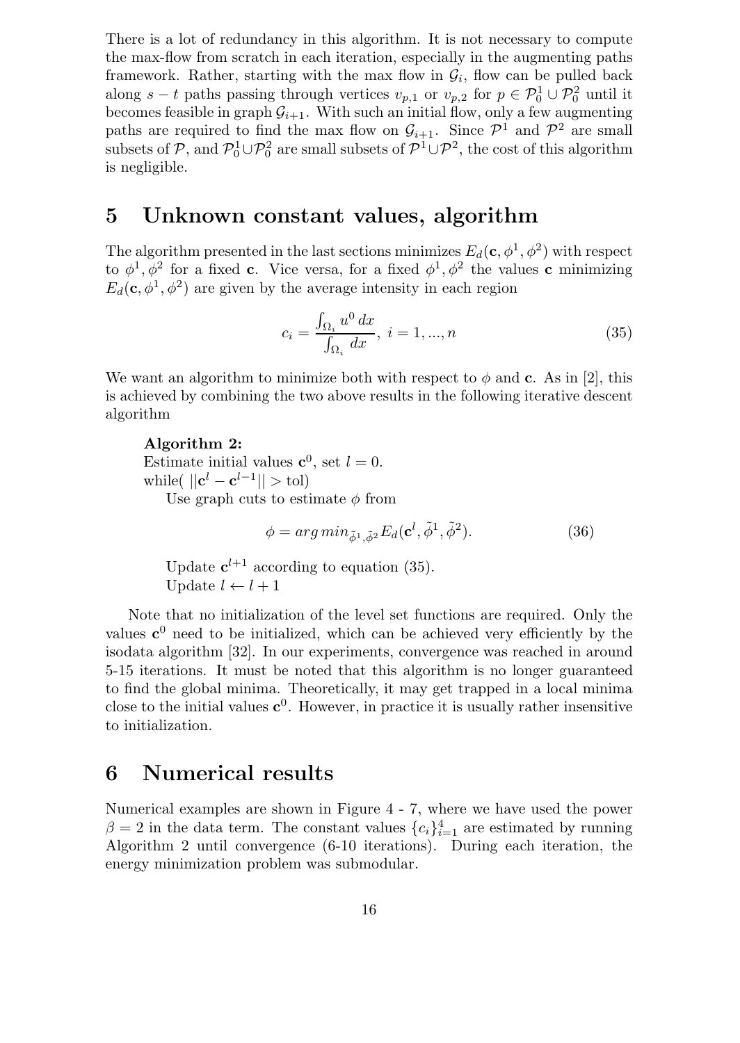There is a lot of redundancy in this algorithm. It is not necessary to compute the max-flow from scratch in each iteration, especially in the augmenting paths framework. Rather, starting with the max flow in $\mathcal{G}_i$, flow can be pulled back along $s-t$ paths passing through vertices $v_{p,1}$ or $v_{p,2}$ for $p \in \mathcal{P}_0^1 \cup \mathcal{P}_0^2$ until it becomes feasible in graph $\mathcal{G}_{i+1}$. With such an initial flow, only a few augmenting paths are required to find the max flow on $\mathcal{G}_{i+1}$. Since $\mathcal{P}^1$ and $\mathcal{P}^2$ are small subsets of $\mathcal{P}$, and $\mathcal{P}_0^1 \cup \mathcal{P}_0^2$ are small subsets of $\mathcal{P}^1 \cup \mathcal{P}^2$, the cost of this algorithm is negligible.

# 5 Unknown constant values, algorithm

The algorithm presented in the last sections minimizes $E_d(\mathbf{c}, \phi^1, \phi^2)$ with respect to $\phi^1, \phi^2$ for a fixed $\mathbf{c}$. Vice versa, for a fixed $\phi^1, \phi^2$ the values $\mathbf{c}$ minimizing $E_d(\mathbf{c}, \phi^1, \phi^2)$ are given by the average intensity in each region

$$c_i = \frac{\int_{\Omega_i} u^0 \, dx}{\int_{\Omega_i} dx}, \; i = 1, ..., n \tag{35}$$

We want an algorithm to minimize both with respect to $\phi$ and $\mathbf{c}$. As in [2], this is achieved by combining the two above results in the following iterative descent algorithm

**Algorithm 2:**
Estimate initial values $\mathbf{c}^0$, set $l = 0$.
while( $||\mathbf{c}^l - \mathbf{c}^{l-1}|| > \text{tol}$)
  Use graph cuts to estimate $\phi$ from

$$\phi = arg\, min_{\tilde{\phi}^1, \tilde{\phi}^2} E_d(\mathbf{c}^l, \tilde{\phi}^1, \tilde{\phi}^2). \tag{36}$$

  Update $\mathbf{c}^{l+1}$ according to equation (35).
  Update $l \leftarrow l + 1$

Note that no initialization of the level set functions are required. Only the values $\mathbf{c}^0$ need to be initialized, which can be achieved very efficiently by the isodata algorithm [32]. In our experiments, convergence was reached in around 5-15 iterations. It must be noted that this algorithm is no longer guaranteed to find the global minima. Theoretically, it may get trapped in a local minima close to the initial values $\mathbf{c}^0$. However, in practice it is usually rather insensitive to initialization.

# 6 Numerical results

Numerical examples are shown in Figure 4 - 7, where we have used the power $\beta = 2$ in the data term. The constant values $\{c_i\}_{i=1}^4$ are estimated by running Algorithm 2 until convergence (6-10 iterations). During each iteration, the energy minimization problem was submodular.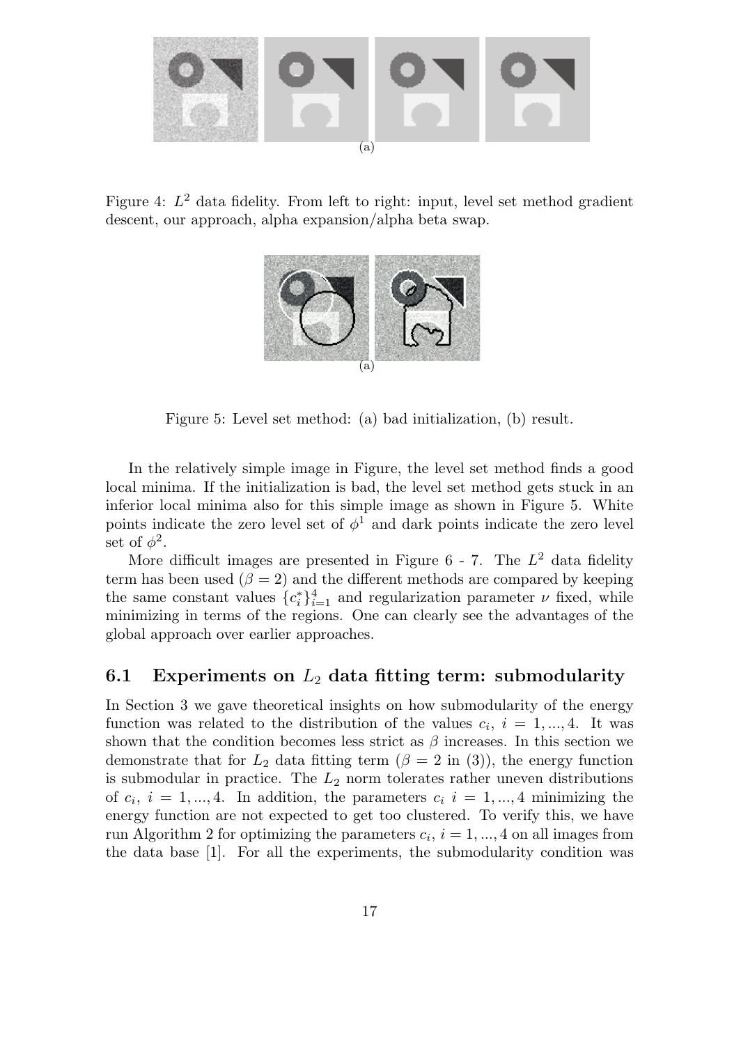(a)

Figure 4: $L^2$ data fidelity. From left to right: input, level set method gradient descent, our approach, alpha expansion/alpha beta swap.

(a)

Figure 5: Level set method: (a) bad initialization, (b) result.

In the relatively simple image in Figure, the level set method finds a good local minima. If the initialization is bad, the level set method gets stuck in an inferior local minima also for this simple image as shown in Figure 5. White points indicate the zero level set of $\phi^1$ and dark points indicate the zero level set of $\phi^2$.

More difficult images are presented in Figure 6 - 7. The $L^2$ data fidelity term has been used ($\beta = 2$) and the different methods are compared by keeping the same constant values $\{c_i^*\}_{i=1}^4$ and regularization parameter $\nu$ fixed, while minimizing in terms of the regions. One can clearly see the advantages of the global approach over earlier approaches.

## 6.1 Experiments on $L_2$ data fitting term: submodularity

In Section 3 we gave theoretical insights on how submodularity of the energy function was related to the distribution of the values $c_i$, $i = 1, ..., 4$. It was shown that the condition becomes less strict as $\beta$ increases. In this section we demonstrate that for $L_2$ data fitting term ($\beta = 2$ in (3)), the energy function is submodular in practice. The $L_2$ norm tolerates rather uneven distributions of $c_i$, $i = 1, ..., 4$. In addition, the parameters $c_i$ $i = 1, ..., 4$ minimizing the energy function are not expected to get too clustered. To verify this, we have run Algorithm 2 for optimizing the parameters $c_i$, $i = 1, ..., 4$ on all images from the data base [1]. For all the experiments, the submodularity condition was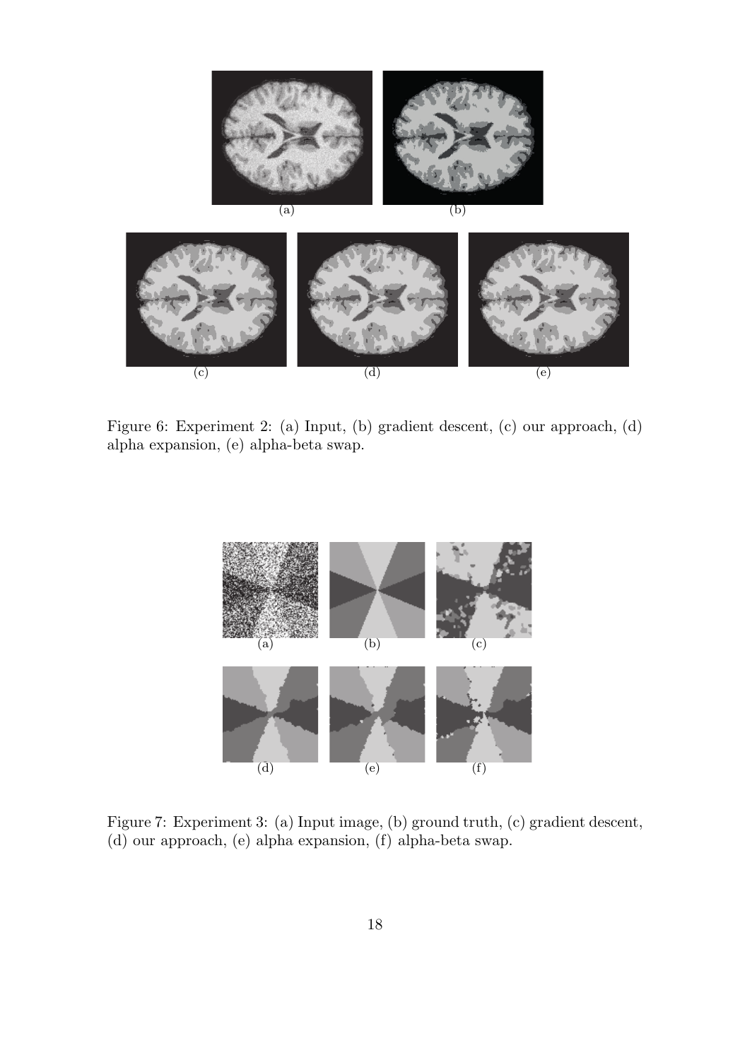Figure 6: Experiment 2: (a) Input, (b) gradient descent, (c) our approach, (d) alpha expansion, (e) alpha-beta swap.

Figure 7: Experiment 3: (a) Input image, (b) ground truth, (c) gradient descent, (d) our approach, (e) alpha expansion, (f) alpha-beta swap.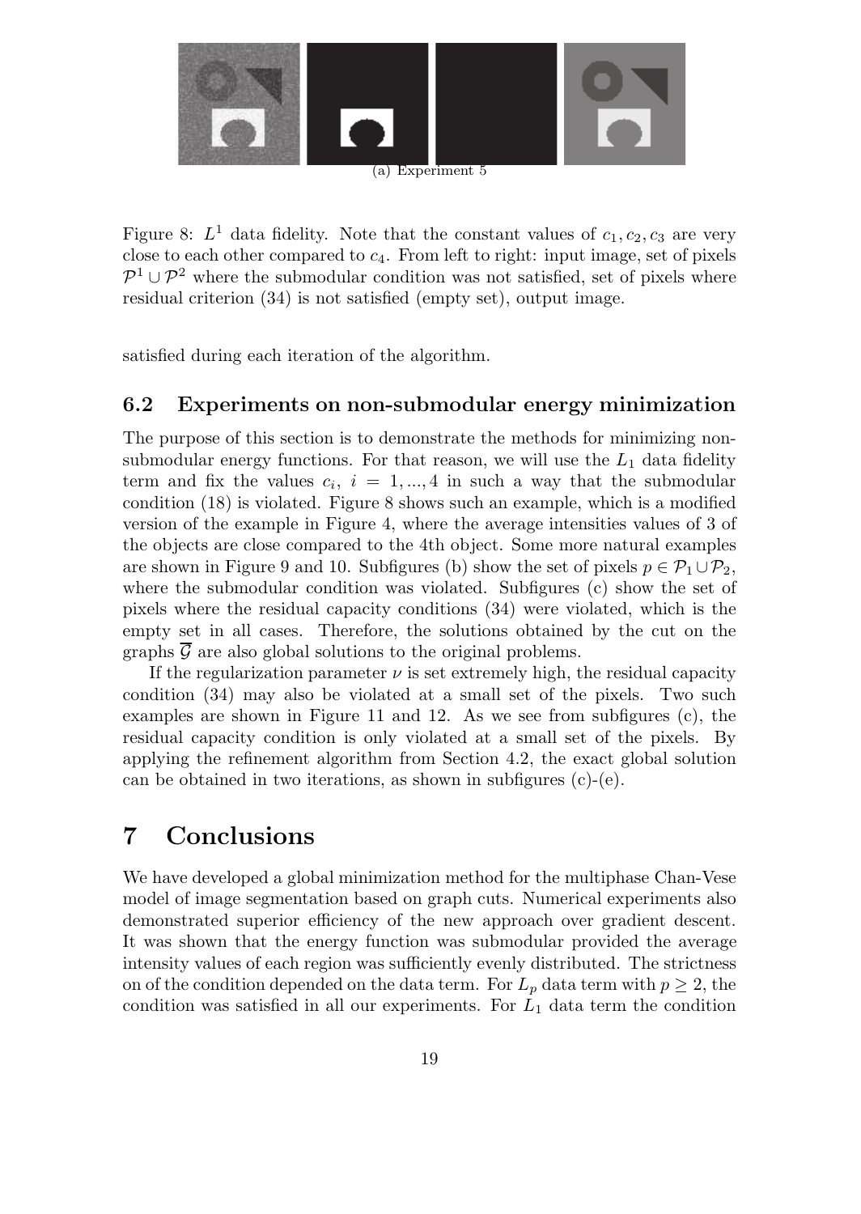(a) Experiment 5

Figure 8: $L^1$ data fidelity. Note that the constant values of $c_1, c_2, c_3$ are very close to each other compared to $c_4$. From left to right: input image, set of pixels $\mathcal{P}^1 \cup \mathcal{P}^2$ where the submodular condition was not satisfied, set of pixels where residual criterion (34) is not satisfied (empty set), output image.

satisfied during each iteration of the algorithm.

### 6.2 Experiments on non-submodular energy minimization

The purpose of this section is to demonstrate the methods for minimizing non-submodular energy functions. For that reason, we will use the $L_1$ data fidelity term and fix the values $c_i$, $i = 1, ..., 4$ in such a way that the submodular condition (18) is violated. Figure 8 shows such an example, which is a modified version of the example in Figure 4, where the average intensities values of 3 of the objects are close compared to the 4th object. Some more natural examples are shown in Figure 9 and 10. Subfigures (b) show the set of pixels $p \in \mathcal{P}_1 \cup \mathcal{P}_2$, where the submodular condition was violated. Subfigures (c) show the set of pixels where the residual capacity conditions (34) were violated, which is the empty set in all cases. Therefore, the solutions obtained by the cut on the graphs $\overline{\mathcal{G}}$ are also global solutions to the original problems.

If the regularization parameter $\nu$ is set extremely high, the residual capacity condition (34) may also be violated at a small set of the pixels. Two such examples are shown in Figure 11 and 12. As we see from subfigures (c), the residual capacity condition is only violated at a small set of the pixels. By applying the refinement algorithm from Section 4.2, the exact global solution can be obtained in two iterations, as shown in subfigures (c)-(e).

# 7 Conclusions

We have developed a global minimization method for the multiphase Chan-Vese model of image segmentation based on graph cuts. Numerical experiments also demonstrated superior efficiency of the new approach over gradient descent. It was shown that the energy function was submodular provided the average intensity values of each region was sufficiently evenly distributed. The strictness on of the condition depended on the data term. For $L_p$ data term with $p \geq 2$, the condition was satisfied in all our experiments. For $L_1$ data term the condition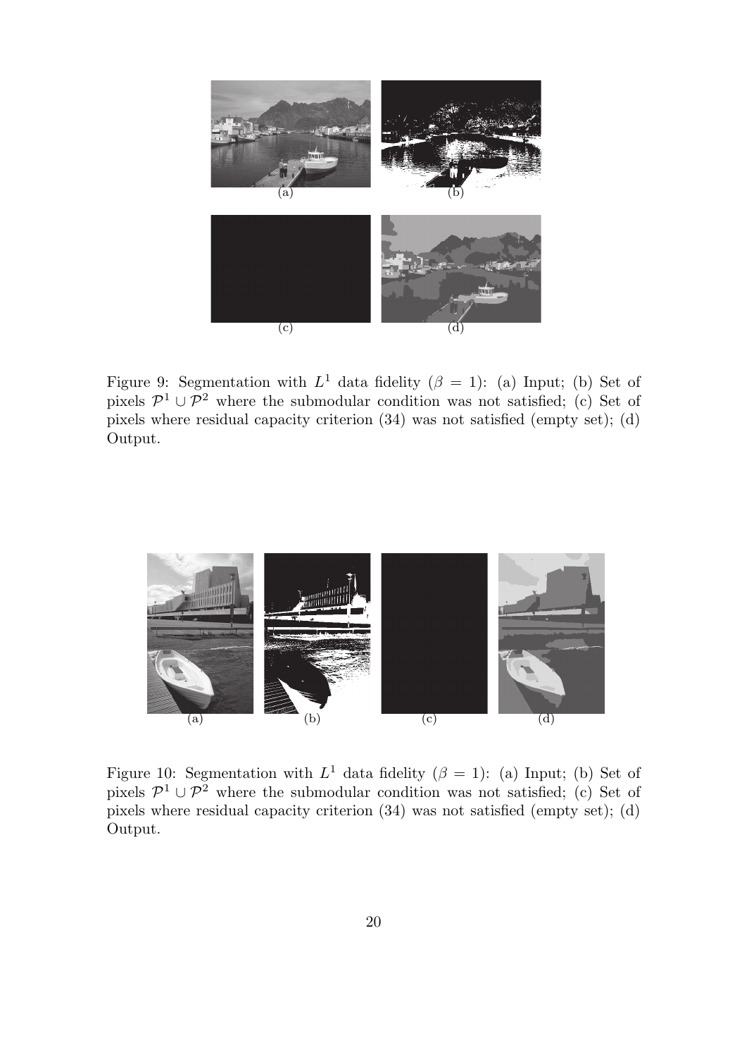(a) (b)

(c) (d)

Figure 9: Segmentation with $L^1$ data fidelity ($\beta = 1$): (a) Input; (b) Set of pixels $\mathcal{P}^1 \cup \mathcal{P}^2$ where the submodular condition was not satisfied; (c) Set of pixels where residual capacity criterion (34) was not satisfied (empty set); (d) Output.

(a) (b) (c) (d)

Figure 10: Segmentation with $L^1$ data fidelity ($\beta = 1$): (a) Input; (b) Set of pixels $\mathcal{P}^1 \cup \mathcal{P}^2$ where the submodular condition was not satisfied; (c) Set of pixels where residual capacity criterion (34) was not satisfied (empty set); (d) Output.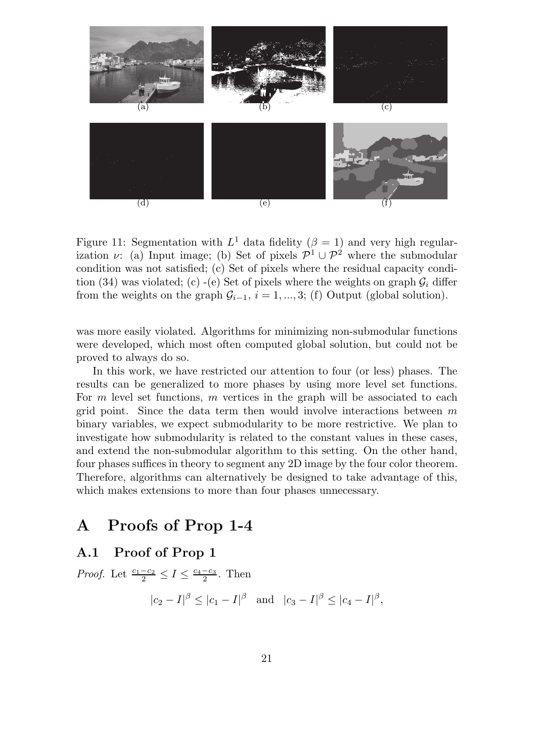Figure 11: Segmentation with $L^1$ data fidelity ($\beta = 1$) and very high regularization $\nu$: (a) Input image; (b) Set of pixels $\mathcal{P}^1 \cup \mathcal{P}^2$ where the submodular condition was not satisfied; (c) Set of pixels where the residual capacity condition (34) was violated; (c) -(e) Set of pixels where the weights on graph $\mathcal{G}_i$ differ from the weights on the graph $\mathcal{G}_{i-1}$, $i = 1, ..., 3$; (f) Output (global solution).

was more easily violated. Algorithms for minimizing non-submodular functions were developed, which most often computed global solution, but could not be proved to always do so.

In this work, we have restricted our attention to four (or less) phases. The results can be generalized to more phases by using more level set functions. For $m$ level set functions, $m$ vertices in the graph will be associated to each grid point. Since the data term then would involve interactions between $m$ binary variables, we expect submodularity to be more restrictive. We plan to investigate how submodularity is related to the constant values in these cases, and extend the non-submodular algorithm to this setting. On the other hand, four phases suffices in theory to segment any 2D image by the four color theorem. Therefore, algorithms can alternatively be designed to take advantage of this, which makes extensions to more than four phases unnecessary.

# A Proofs of Prop 1-4

## A.1 Proof of Prop 1

*Proof.* Let $\frac{c_1 - c_2}{2} \leq I \leq \frac{c_4 - c_3}{2}$. Then

$$|c_2 - I|^\beta \leq |c_1 - I|^\beta \quad \text{and} \quad |c_3 - I|^\beta \leq |c_4 - I|^\beta,$$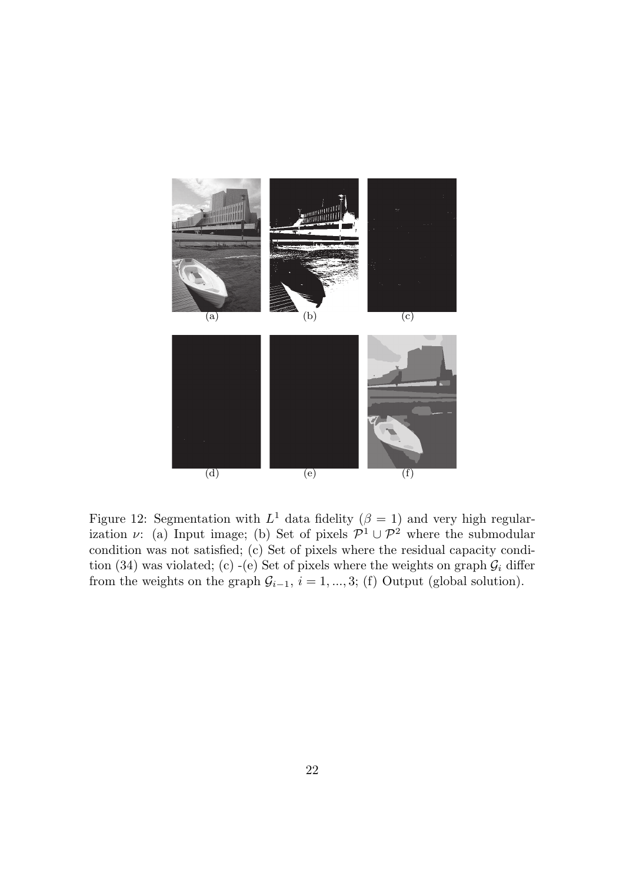(a) (b) (c)

(d) (e) (f)

Figure 12: Segmentation with $L^1$ data fidelity ($\beta = 1$) and very high regularization $\nu$: (a) Input image; (b) Set of pixels $\mathcal{P}^1 \cup \mathcal{P}^2$ where the submodular condition was not satisfied; (c) Set of pixels where the residual capacity condition (34) was violated; (c) -(e) Set of pixels where the weights on graph $\mathcal{G}_i$ differ from the weights on the graph $\mathcal{G}_{i-1}$, $i = 1, ..., 3$; (f) Output (global solution).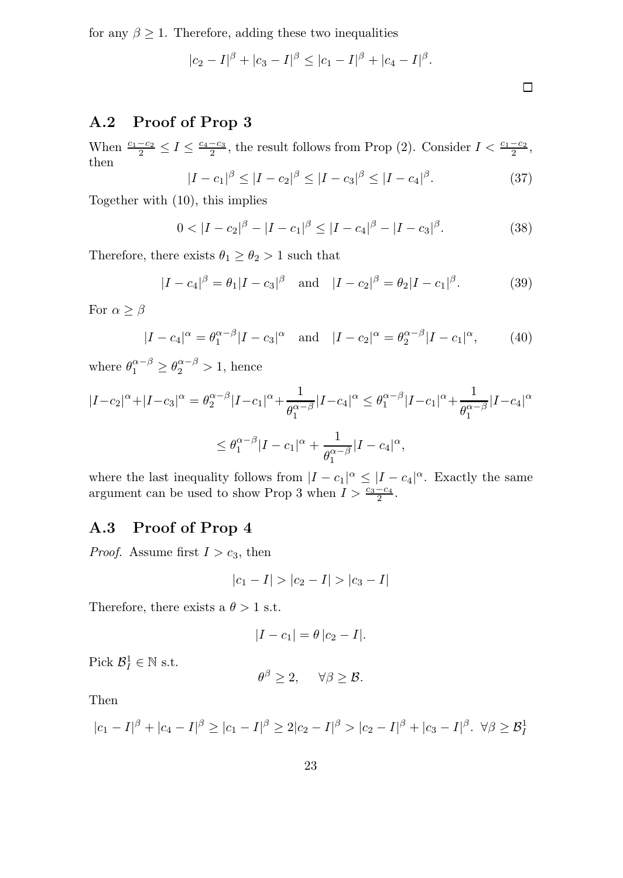for any $\beta \geq 1$. Therefore, adding these two inequalities

$$|c_2 - I|^\beta + |c_3 - I|^\beta \leq |c_1 - I|^\beta + |c_4 - I|^\beta.$$

□

## A.2 Proof of Prop 3

When $\frac{c_1 - c_2}{2} \leq I \leq \frac{c_4 - c_3}{2}$, the result follows from Prop (2). Consider $I < \frac{c_1 - c_2}{2}$, then

$$|I - c_1|^\beta \leq |I - c_2|^\beta \leq |I - c_3|^\beta \leq |I - c_4|^\beta. \tag{37}$$

Together with (10), this implies

$$0 < |I - c_2|^\beta - |I - c_1|^\beta \leq |I - c_4|^\beta - |I - c_3|^\beta. \tag{38}$$

Therefore, there exists $\theta_1 \geq \theta_2 > 1$ such that

$$|I - c_4|^\beta = \theta_1 |I - c_3|^\beta \quad \text{and} \quad |I - c_2|^\beta = \theta_2 |I - c_1|^\beta. \tag{39}$$

For $\alpha \geq \beta$

$$|I - c_4|^\alpha = \theta_1^{\alpha-\beta} |I - c_3|^\alpha \quad \text{and} \quad |I - c_2|^\alpha = \theta_2^{\alpha-\beta} |I - c_1|^\alpha, \tag{40}$$

where $\theta_1^{\alpha-\beta} \geq \theta_2^{\alpha-\beta} > 1$, hence

$$|I-c_2|^\alpha + |I-c_3|^\alpha = \theta_2^{\alpha-\beta}|I-c_1|^\alpha + \frac{1}{\theta_1^{\alpha-\beta}}|I-c_4|^\alpha \leq \theta_1^{\alpha-\beta}|I-c_1|^\alpha + \frac{1}{\theta_1^{\alpha-\beta}}|I-c_4|^\alpha$$

$$\leq \theta_1^{\alpha-\beta}|I - c_1|^\alpha + \frac{1}{\theta_1^{\alpha-\beta}}|I - c_4|^\alpha,$$

where the last inequality follows from $|I - c_1|^\alpha \leq |I - c_4|^\alpha$. Exactly the same argument can be used to show Prop 3 when $I > \frac{c_3 - c_4}{2}$.

## A.3 Proof of Prop 4

*Proof.* Assume first $I > c_3$, then

$$|c_1 - I| > |c_2 - I| > |c_3 - I|$$

Therefore, there exists a $\theta > 1$ s.t.

$$|I - c_1| = \theta \, |c_2 - I|.$$

Pick $\mathcal{B}_I^1 \in \mathbb{N}$ s.t.

$$\theta^\beta \geq 2, \quad \forall \beta \geq \mathcal{B}.$$

Then

$$|c_1 - I|^\beta + |c_4 - I|^\beta \geq |c_1 - I|^\beta \geq 2|c_2 - I|^\beta > |c_2 - I|^\beta + |c_3 - I|^\beta. \;\; \forall \beta \geq \mathcal{B}_I^1$$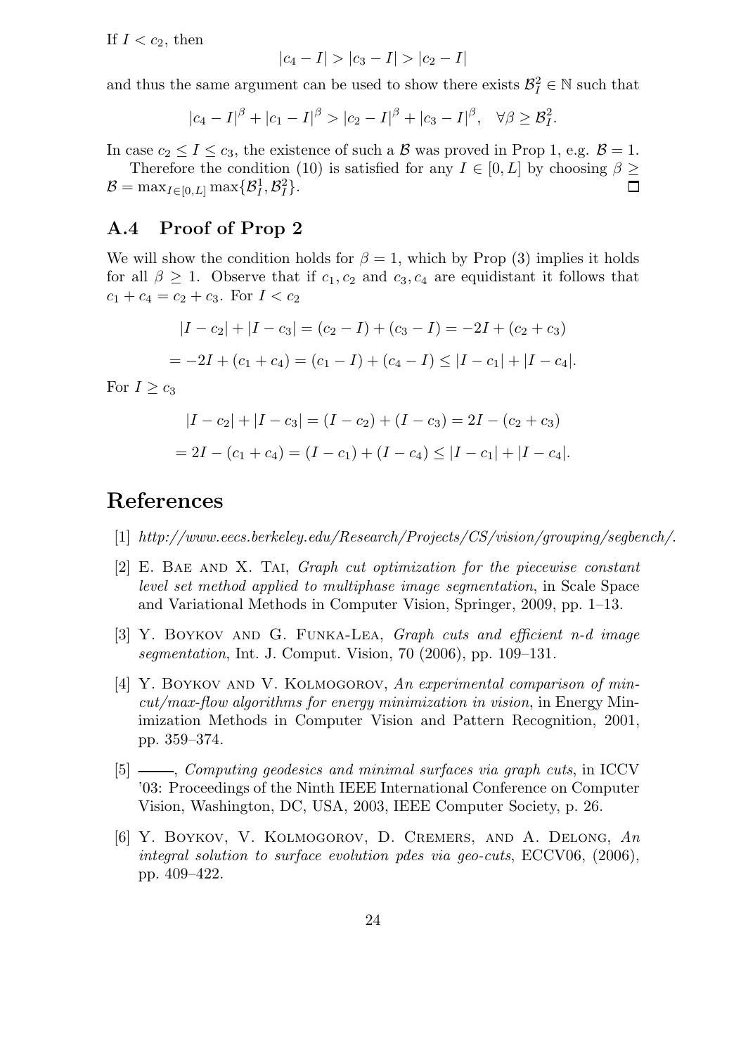If $I < c_2$, then

$$|c_4 - I| > |c_3 - I| > |c_2 - I|$$

and thus the same argument can be used to show there exists $\mathcal{B}_I^2 \in \mathbb{N}$ such that

$$|c_4 - I|^\beta + |c_1 - I|^\beta > |c_2 - I|^\beta + |c_3 - I|^\beta, \quad \forall \beta \geq \mathcal{B}_I^2.$$

In case $c_2 \leq I \leq c_3$, the existence of such a $\mathcal{B}$ was proved in Prop 1, e.g. $\mathcal{B} = 1$.

Therefore the condition (10) is satisfied for any $I \in [0, L]$ by choosing $\beta \geq \mathcal{B} = \max_{I \in [0,L]} \max\{\mathcal{B}_I^1, \mathcal{B}_I^2\}$. □

## A.4 Proof of Prop 2

We will show the condition holds for $\beta = 1$, which by Prop (3) implies it holds for all $\beta \geq 1$. Observe that if $c_1, c_2$ and $c_3, c_4$ are equidistant it follows that $c_1 + c_4 = c_2 + c_3$. For $I < c_2$

$$|I - c_2| + |I - c_3| = (c_2 - I) + (c_3 - I) = -2I + (c_2 + c_3)$$

$$= -2I + (c_1 + c_4) = (c_1 - I) + (c_4 - I) \leq |I - c_1| + |I - c_4|.$$

For $I \geq c_3$

$$|I - c_2| + |I - c_3| = (I - c_2) + (I - c_3) = 2I - (c_2 + c_3)$$

$$= 2I - (c_1 + c_4) = (I - c_1) + (I - c_4) \leq |I - c_1| + |I - c_4|.$$

# References

[1] *http://www.eecs.berkeley.edu/Research/Projects/CS/vision/grouping/segbench/.*

[2] E. Bae and X. Tai, *Graph cut optimization for the piecewise constant level set method applied to multiphase image segmentation*, in Scale Space and Variational Methods in Computer Vision, Springer, 2009, pp. 1–13.

[3] Y. Boykov and G. Funka-Lea, *Graph cuts and efficient n-d image segmentation*, Int. J. Comput. Vision, 70 (2006), pp. 109–131.

[4] Y. Boykov and V. Kolmogorov, *An experimental comparison of min-cut/max-flow algorithms for energy minimization in vision*, in Energy Minimization Methods in Computer Vision and Pattern Recognition, 2001, pp. 359–374.

[5] ——, *Computing geodesics and minimal surfaces via graph cuts*, in ICCV '03: Proceedings of the Ninth IEEE International Conference on Computer Vision, Washington, DC, USA, 2003, IEEE Computer Society, p. 26.

[6] Y. Boykov, V. Kolmogorov, D. Cremers, and A. Delong, *An integral solution to surface evolution pdes via geo-cuts*, ECCV06, (2006), pp. 409–422.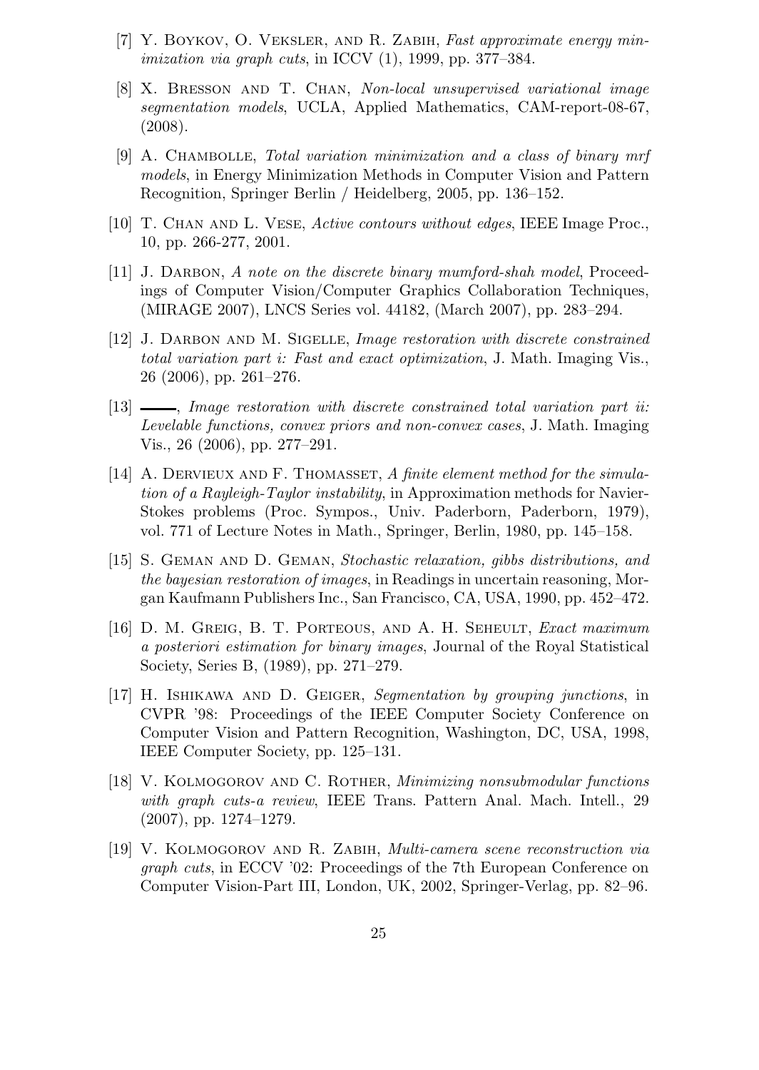[7] Y. Boykov, O. Veksler, and R. Zabih, *Fast approximate energy minimization via graph cuts*, in ICCV (1), 1999, pp. 377–384.

[8] X. Bresson and T. Chan, *Non-local unsupervised variational image segmentation models*, UCLA, Applied Mathematics, CAM-report-08-67, (2008).

[9] A. Chambolle, *Total variation minimization and a class of binary mrf models*, in Energy Minimization Methods in Computer Vision and Pattern Recognition, Springer Berlin / Heidelberg, 2005, pp. 136–152.

[10] T. Chan and L. Vese, *Active contours without edges*, IEEE Image Proc., 10, pp. 266-277, 2001.

[11] J. Darbon, *A note on the discrete binary mumford-shah model*, Proceedings of Computer Vision/Computer Graphics Collaboration Techniques, (MIRAGE 2007), LNCS Series vol. 44182, (March 2007), pp. 283–294.

[12] J. Darbon and M. Sigelle, *Image restoration with discrete constrained total variation part i: Fast and exact optimization*, J. Math. Imaging Vis., 26 (2006), pp. 261–276.

[13] ———, *Image restoration with discrete constrained total variation part ii: Levelable functions, convex priors and non-convex cases*, J. Math. Imaging Vis., 26 (2006), pp. 277–291.

[14] A. Dervieux and F. Thomasset, *A finite element method for the simulation of a Rayleigh-Taylor instability*, in Approximation methods for Navier-Stokes problems (Proc. Sympos., Univ. Paderborn, Paderborn, 1979), vol. 771 of Lecture Notes in Math., Springer, Berlin, 1980, pp. 145–158.

[15] S. Geman and D. Geman, *Stochastic relaxation, gibbs distributions, and the bayesian restoration of images*, in Readings in uncertain reasoning, Morgan Kaufmann Publishers Inc., San Francisco, CA, USA, 1990, pp. 452–472.

[16] D. M. Greig, B. T. Porteous, and A. H. Seheult, *Exact maximum a posteriori estimation for binary images*, Journal of the Royal Statistical Society, Series B, (1989), pp. 271–279.

[17] H. Ishikawa and D. Geiger, *Segmentation by grouping junctions*, in CVPR '98: Proceedings of the IEEE Computer Society Conference on Computer Vision and Pattern Recognition, Washington, DC, USA, 1998, IEEE Computer Society, pp. 125–131.

[18] V. Kolmogorov and C. Rother, *Minimizing nonsubmodular functions with graph cuts-a review*, IEEE Trans. Pattern Anal. Mach. Intell., 29 (2007), pp. 1274–1279.

[19] V. Kolmogorov and R. Zabih, *Multi-camera scene reconstruction via graph cuts*, in ECCV '02: Proceedings of the 7th European Conference on Computer Vision-Part III, London, UK, 2002, Springer-Verlag, pp. 82–96.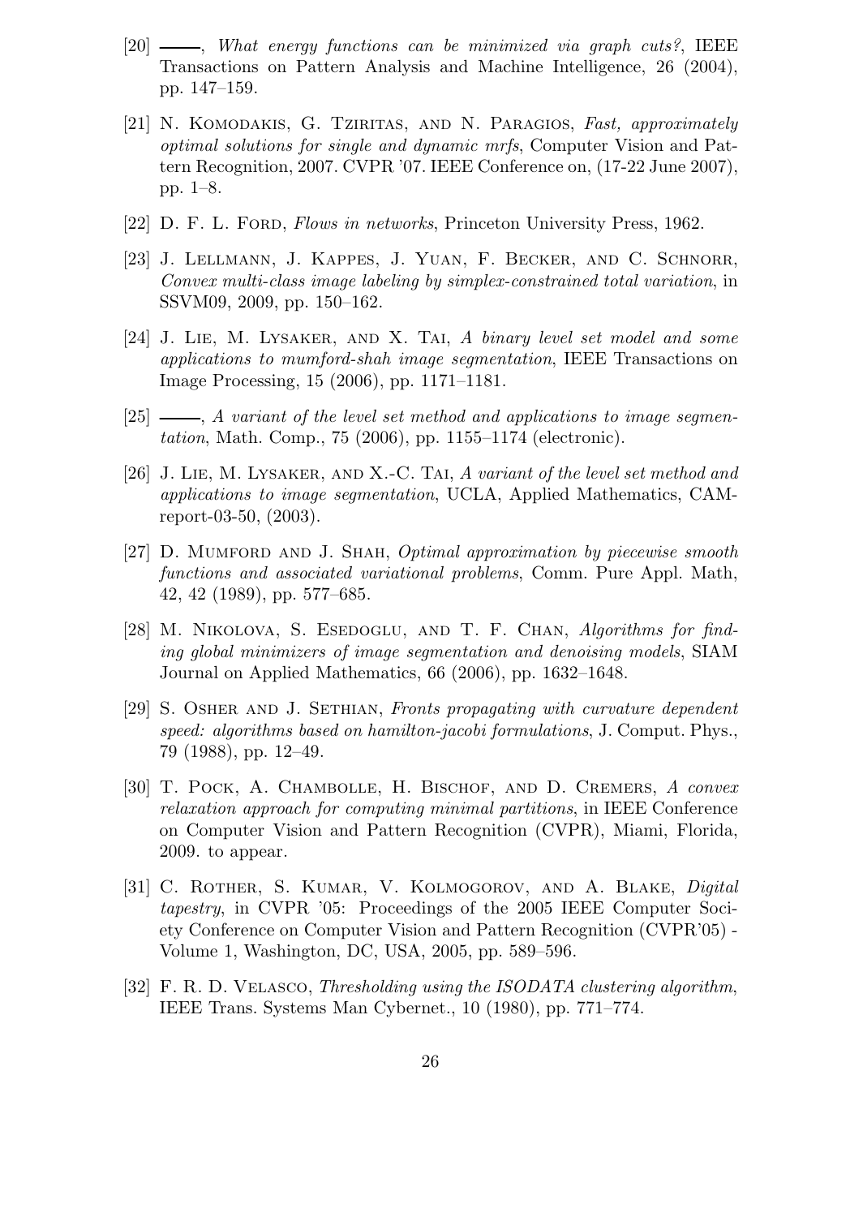[20] ———, *What energy functions can be minimized via graph cuts?*, IEEE Transactions on Pattern Analysis and Machine Intelligence, 26 (2004), pp. 147–159.

[21] N. Komodakis, G. Tziritas, and N. Paragios, *Fast, approximately optimal solutions for single and dynamic mrfs*, Computer Vision and Pattern Recognition, 2007. CVPR '07. IEEE Conference on, (17-22 June 2007), pp. 1–8.

[22] D. F. L. Ford, *Flows in networks*, Princeton University Press, 1962.

[23] J. Lellmann, J. Kappes, J. Yuan, F. Becker, and C. Schnorr, *Convex multi-class image labeling by simplex-constrained total variation*, in SSVM09, 2009, pp. 150–162.

[24] J. Lie, M. Lysaker, and X. Tai, *A binary level set model and some applications to mumford-shah image segmentation*, IEEE Transactions on Image Processing, 15 (2006), pp. 1171–1181.

[25] ———, *A variant of the level set method and applications to image segmentation*, Math. Comp., 75 (2006), pp. 1155–1174 (electronic).

[26] J. Lie, M. Lysaker, and X.-C. Tai, *A variant of the level set method and applications to image segmentation*, UCLA, Applied Mathematics, CAM-report-03-50, (2003).

[27] D. Mumford and J. Shah, *Optimal approximation by piecewise smooth functions and associated variational problems*, Comm. Pure Appl. Math, 42, 42 (1989), pp. 577–685.

[28] M. Nikolova, S. Esedoglu, and T. F. Chan, *Algorithms for finding global minimizers of image segmentation and denoising models*, SIAM Journal on Applied Mathematics, 66 (2006), pp. 1632–1648.

[29] S. Osher and J. Sethian, *Fronts propagating with curvature dependent speed: algorithms based on hamilton-jacobi formulations*, J. Comput. Phys., 79 (1988), pp. 12–49.

[30] T. Pock, A. Chambolle, H. Bischof, and D. Cremers, *A convex relaxation approach for computing minimal partitions*, in IEEE Conference on Computer Vision and Pattern Recognition (CVPR), Miami, Florida, 2009. to appear.

[31] C. Rother, S. Kumar, V. Kolmogorov, and A. Blake, *Digital tapestry*, in CVPR '05: Proceedings of the 2005 IEEE Computer Society Conference on Computer Vision and Pattern Recognition (CVPR'05) - Volume 1, Washington, DC, USA, 2005, pp. 589–596.

[32] F. R. D. Velasco, *Thresholding using the ISODATA clustering algorithm*, IEEE Trans. Systems Man Cybernet., 10 (1980), pp. 771–774.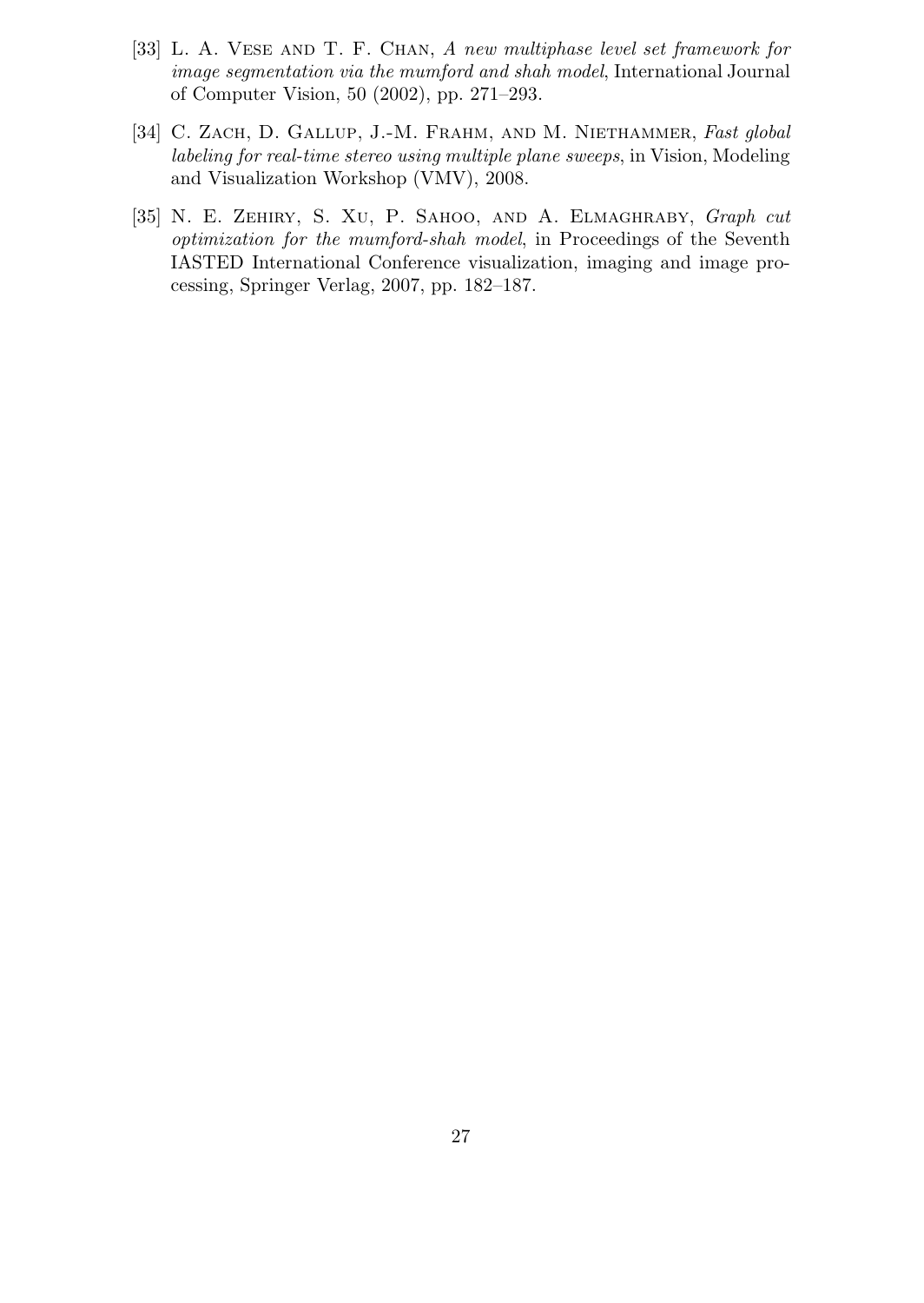[33] L. A. Vese and T. F. Chan, *A new multiphase level set framework for image segmentation via the mumford and shah model*, International Journal of Computer Vision, 50 (2002), pp. 271–293.

[34] C. Zach, D. Gallup, J.-M. Frahm, and M. Niethammer, *Fast global labeling for real-time stereo using multiple plane sweeps*, in Vision, Modeling and Visualization Workshop (VMV), 2008.

[35] N. E. Zehiry, S. Xu, P. Sahoo, and A. Elmaghraby, *Graph cut optimization for the mumford-shah model*, in Proceedings of the Seventh IASTED International Conference visualization, imaging and image processing, Springer Verlag, 2007, pp. 182–187.